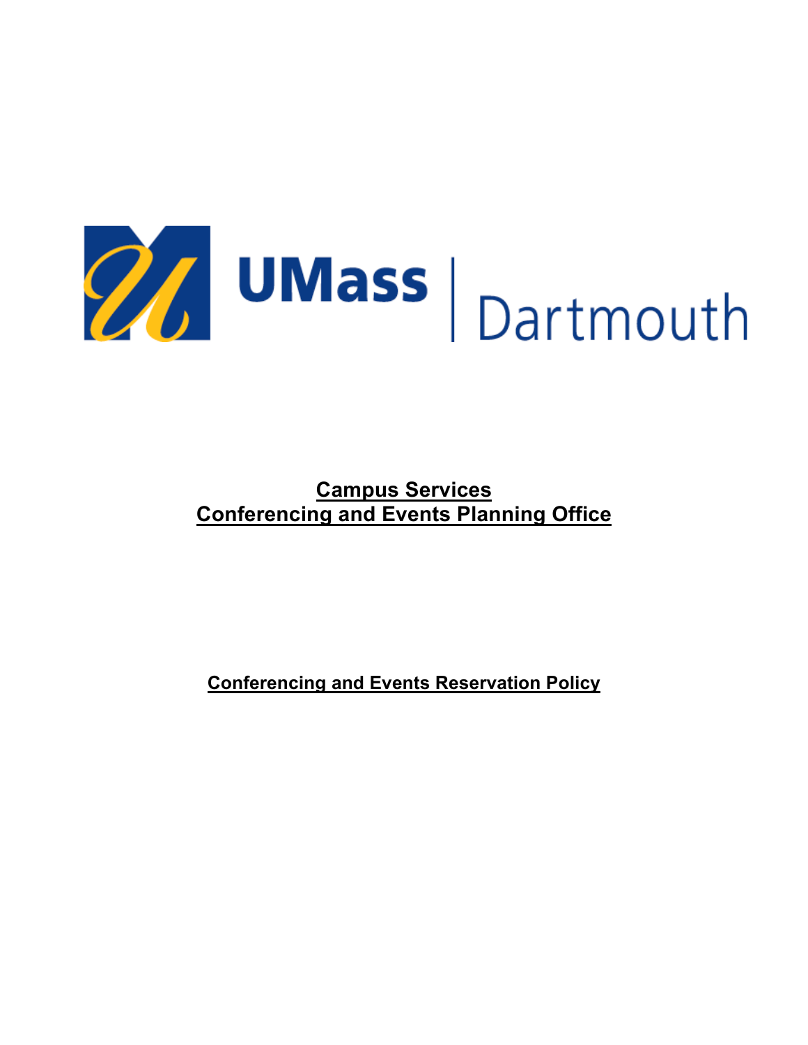UMass | Dartmouth

# Campus Services
# Conferencing and Events Planning Office

## Conferencing and Events Reservation Policy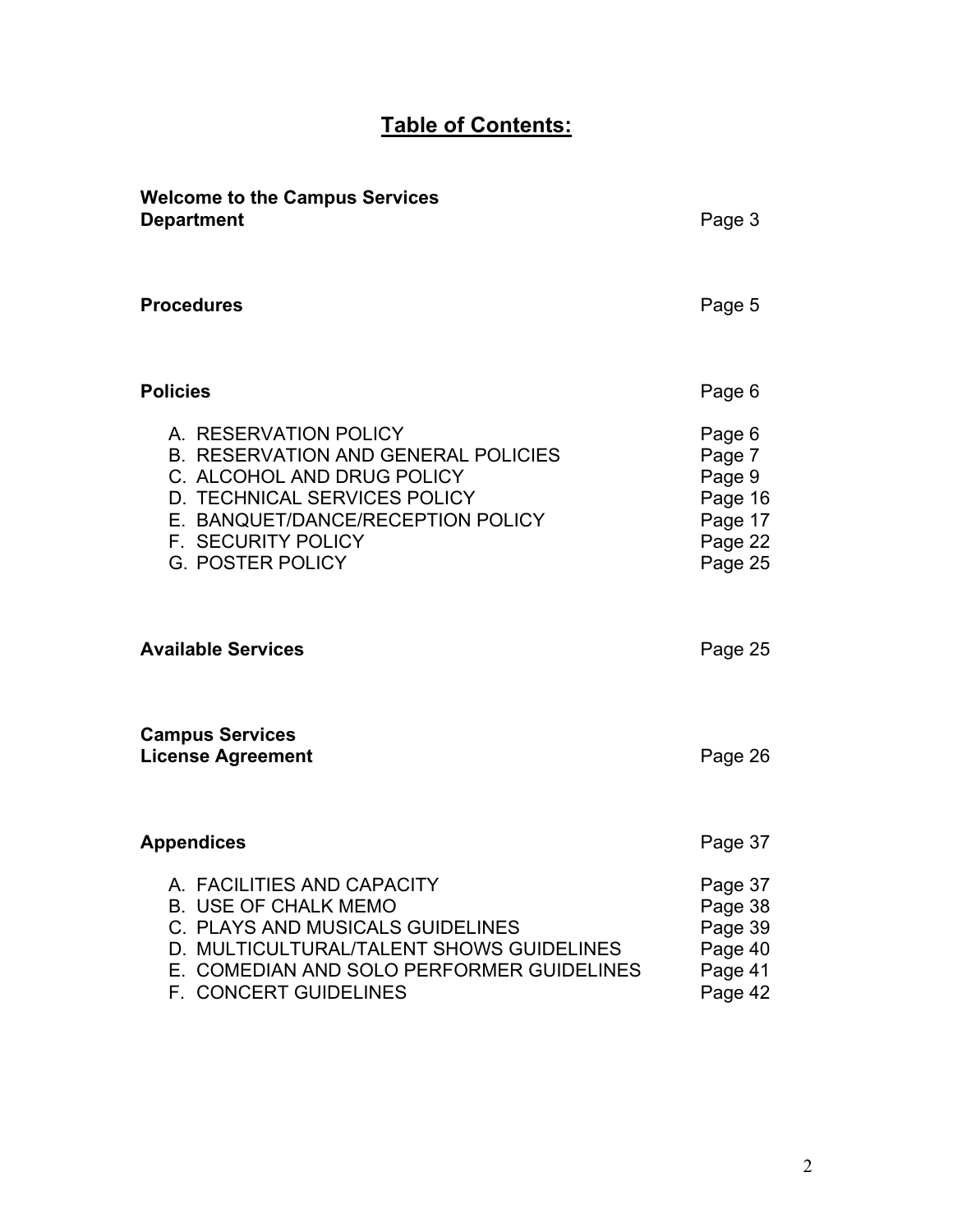# Table of Contents:

| | |
|---|---|
| **Welcome to the Campus Services Department** | Page 3 |
| **Procedures** | Page 5 |
| **Policies** | Page 6 |
| A. RESERVATION POLICY | Page 6 |
| B. RESERVATION AND GENERAL POLICIES | Page 7 |
| C. ALCOHOL AND DRUG POLICY | Page 9 |
| D. TECHNICAL SERVICES POLICY | Page 16 |
| E. BANQUET/DANCE/RECEPTION POLICY | Page 17 |
| F. SECURITY POLICY | Page 22 |
| G. POSTER POLICY | Page 25 |
| **Available Services** | Page 25 |
| **Campus Services License Agreement** | Page 26 |
| **Appendices** | Page 37 |
| A. FACILITIES AND CAPACITY | Page 37 |
| B. USE OF CHALK MEMO | Page 38 |
| C. PLAYS AND MUSICALS GUIDELINES | Page 39 |
| D. MULTICULTURAL/TALENT SHOWS GUIDELINES | Page 40 |
| E. COMEDIAN AND SOLO PERFORMER GUIDELINES | Page 41 |
| F. CONCERT GUIDELINES | Page 42 |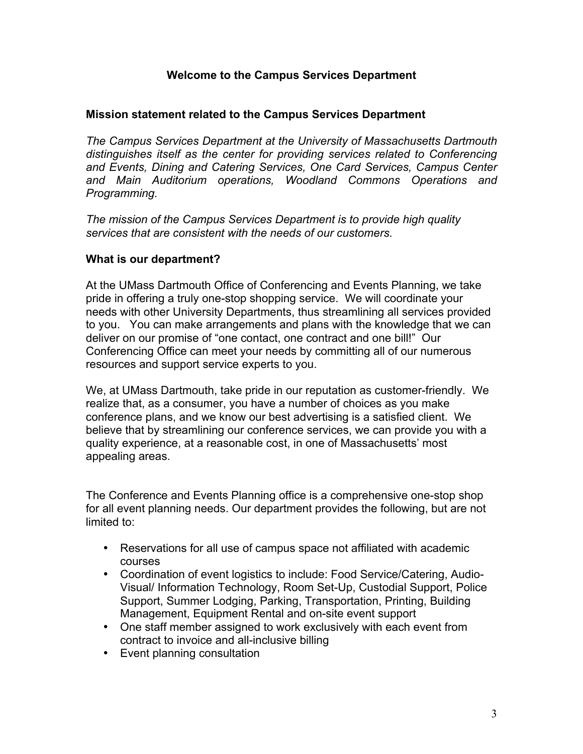## Welcome to the Campus Services Department

### Mission statement related to the Campus Services Department

*The Campus Services Department at the University of Massachusetts Dartmouth distinguishes itself as the center for providing services related to Conferencing and Events, Dining and Catering Services, One Card Services, Campus Center and Main Auditorium operations, Woodland Commons Operations and Programming.*

*The mission of the Campus Services Department is to provide high quality services that are consistent with the needs of our customers.*

### What is our department?

At the UMass Dartmouth Office of Conferencing and Events Planning, we take pride in offering a truly one-stop shopping service. We will coordinate your needs with other University Departments, thus streamlining all services provided to you. You can make arrangements and plans with the knowledge that we can deliver on our promise of "one contact, one contract and one bill!" Our Conferencing Office can meet your needs by committing all of our numerous resources and support service experts to you.

We, at UMass Dartmouth, take pride in our reputation as customer-friendly. We realize that, as a consumer, you have a number of choices as you make conference plans, and we know our best advertising is a satisfied client. We believe that by streamlining our conference services, we can provide you with a quality experience, at a reasonable cost, in one of Massachusetts' most appealing areas.

The Conference and Events Planning office is a comprehensive one-stop shop for all event planning needs. Our department provides the following, but are not limited to:

- Reservations for all use of campus space not affiliated with academic courses
- Coordination of event logistics to include: Food Service/Catering, Audio-Visual/ Information Technology, Room Set-Up, Custodial Support, Police Support, Summer Lodging, Parking, Transportation, Printing, Building Management, Equipment Rental and on-site event support
- One staff member assigned to work exclusively with each event from contract to invoice and all-inclusive billing
- Event planning consultation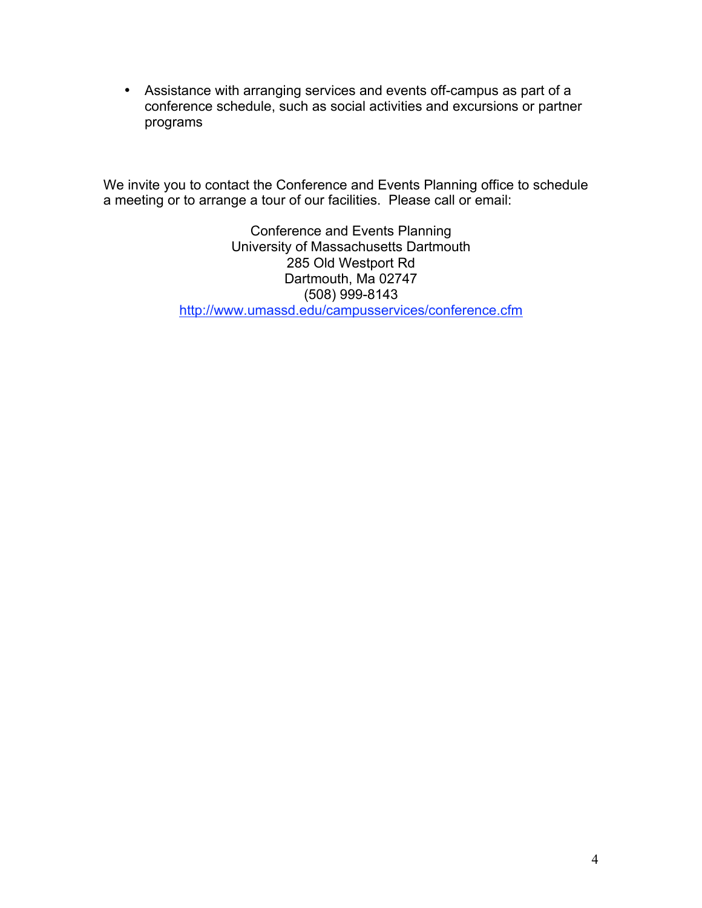- Assistance with arranging services and events off-campus as part of a conference schedule, such as social activities and excursions or partner programs

We invite you to contact the Conference and Events Planning office to schedule a meeting or to arrange a tour of our facilities. Please call or email:

Conference and Events Planning
University of Massachusetts Dartmouth
285 Old Westport Rd
Dartmouth, Ma 02747
(508) 999-8143
http://www.umassd.edu/campusservices/conference.cfm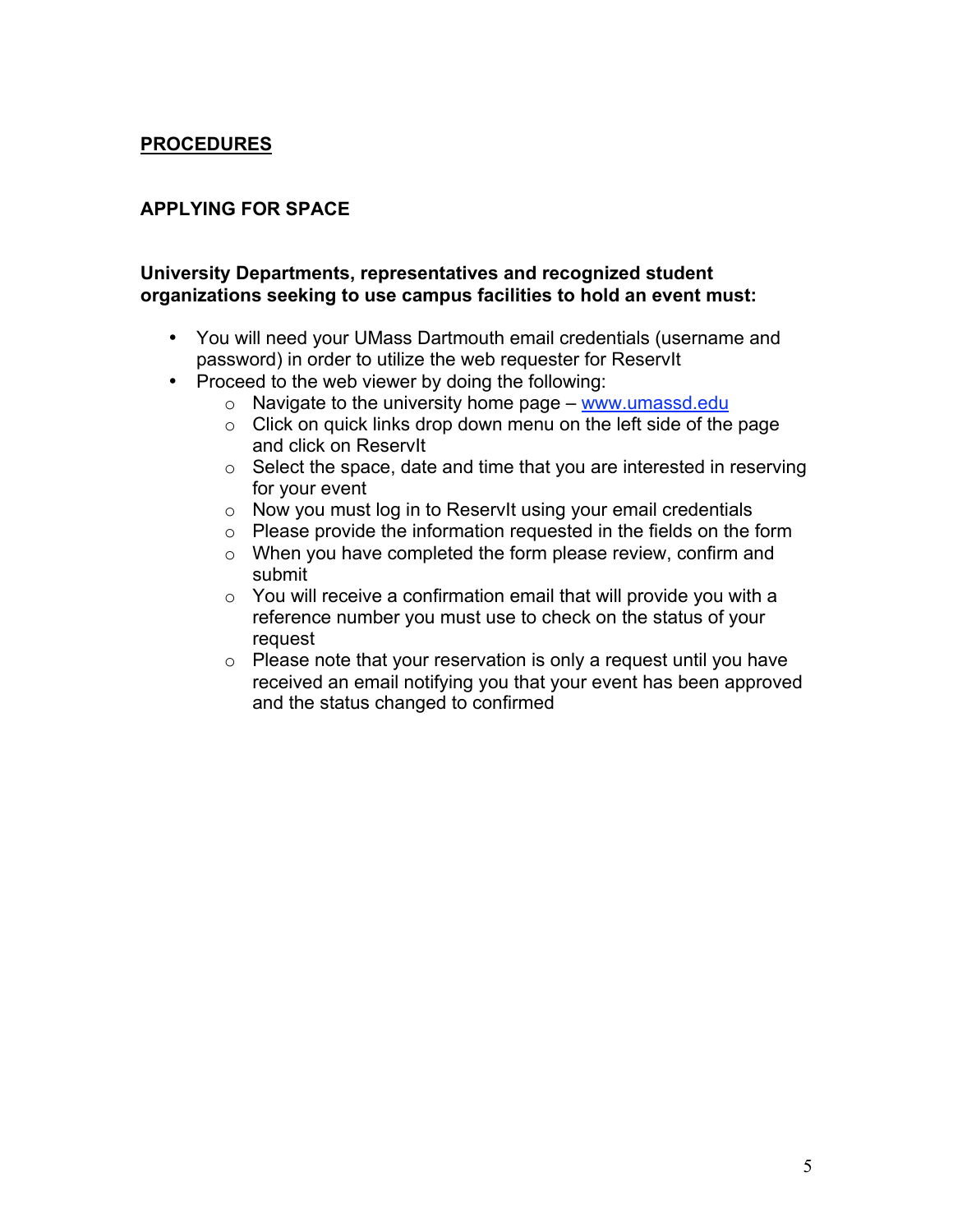## PROCEDURES

### APPLYING FOR SPACE

**University Departments, representatives and recognized student organizations seeking to use campus facilities to hold an event must:**

- You will need your UMass Dartmouth email credentials (username and password) in order to utilize the web requester for ReservIt
- Proceed to the web viewer by doing the following:
  - Navigate to the university home page – [www.umassd.edu](http://www.umassd.edu)
  - Click on quick links drop down menu on the left side of the page and click on ReservIt
  - Select the space, date and time that you are interested in reserving for your event
  - Now you must log in to ReservIt using your email credentials
  - Please provide the information requested in the fields on the form
  - When you have completed the form please review, confirm and submit
  - You will receive a confirmation email that will provide you with a reference number you must use to check on the status of your request
  - Please note that your reservation is only a request until you have received an email notifying you that your event has been approved and the status changed to confirmed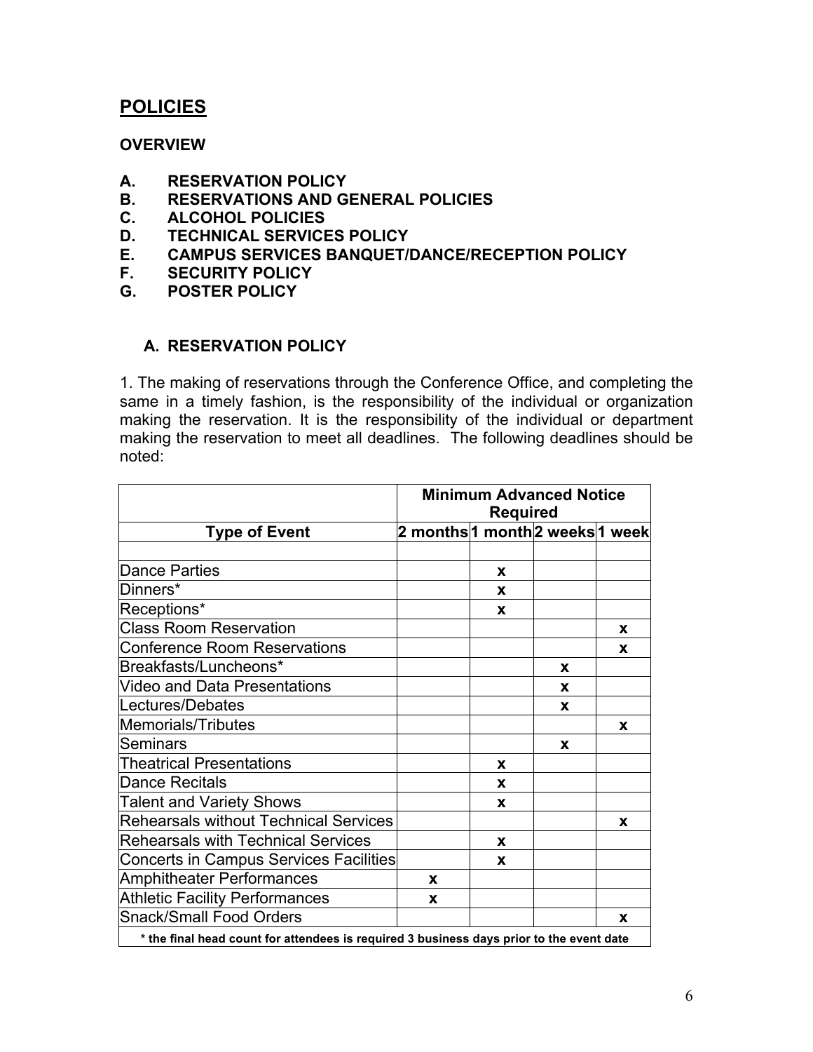## POLICIES

### OVERVIEW

- **A. RESERVATION POLICY**
- **B. RESERVATIONS AND GENERAL POLICIES**
- **C. ALCOHOL POLICIES**
- **D. TECHNICAL SERVICES POLICY**
- **E. CAMPUS SERVICES BANQUET/DANCE/RECEPTION POLICY**
- **F. SECURITY POLICY**
- **G. POSTER POLICY**

### A. RESERVATION POLICY

1. The making of reservations through the Conference Office, and completing the same in a timely fashion, is the responsibility of the individual or organization making the reservation. It is the responsibility of the individual or department making the reservation to meet all deadlines. The following deadlines should be noted:

| | **Minimum Advanced Notice Required** | | | |
|---|---|---|---|---|
| **Type of Event** | **2 months** | **1 month** | **2 weeks** | **1 week** |
| | | | | |
| Dance Parties | | x | | |
| Dinners* | | x | | |
| Receptions* | | x | | |
| Class Room Reservation | | | | x |
| Conference Room Reservations | | | | x |
| Breakfasts/Luncheons* | | | x | |
| Video and Data Presentations | | | x | |
| Lectures/Debates | | | x | |
| Memorials/Tributes | | | | x |
| Seminars | | | x | |
| Theatrical Presentations | | x | | |
| Dance Recitals | | x | | |
| Talent and Variety Shows | | x | | |
| Rehearsals without Technical Services | | | | x |
| Rehearsals with Technical Services | | x | | |
| Concerts in Campus Services Facilities | | x | | |
| Amphitheater Performances | x | | | |
| Athletic Facility Performances | x | | | |
| Snack/Small Food Orders | | | | x |

**\* the final head count for attendees is required 3 business days prior to the event date**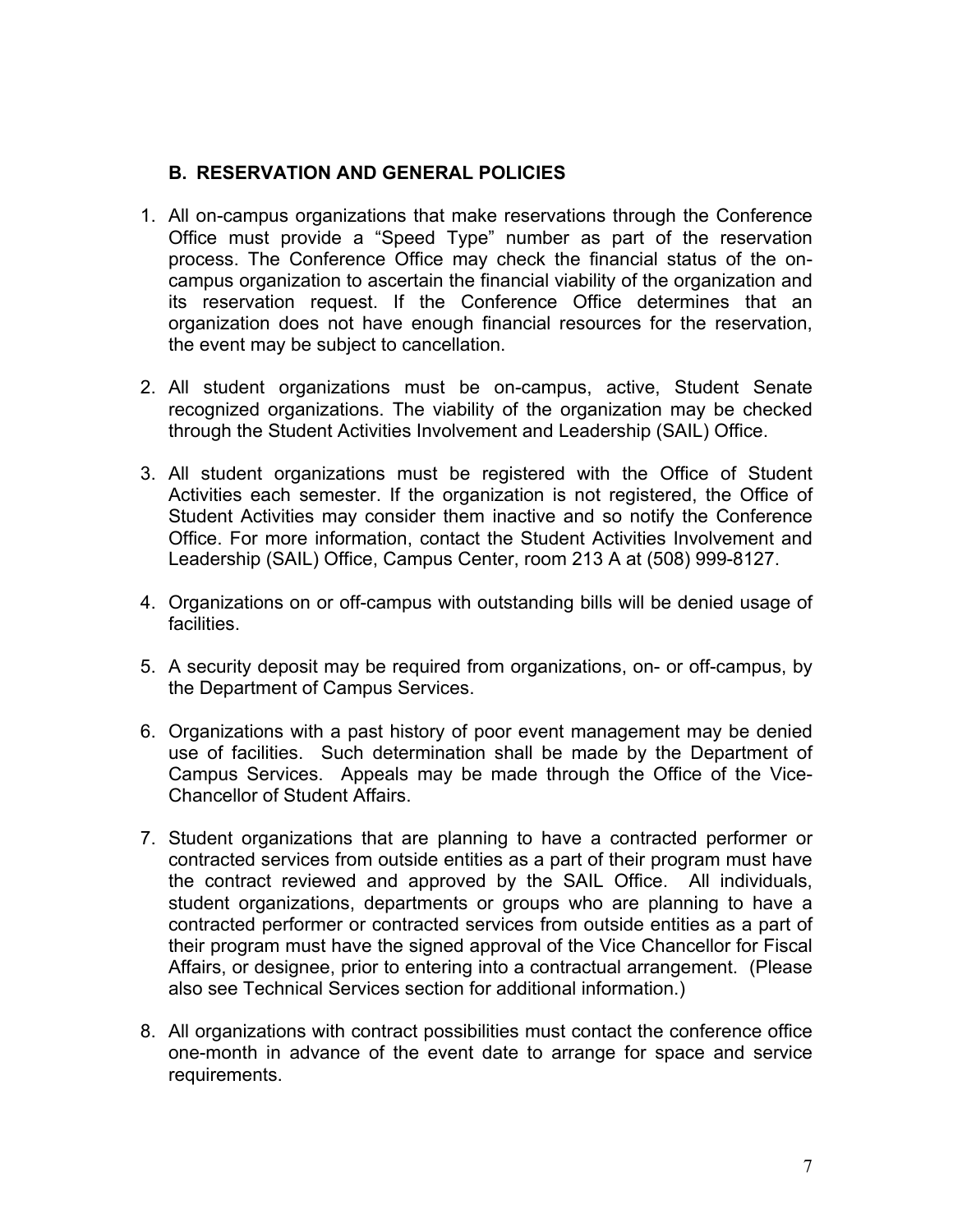## B. RESERVATION AND GENERAL POLICIES

1. All on-campus organizations that make reservations through the Conference Office must provide a "Speed Type" number as part of the reservation process. The Conference Office may check the financial status of the on-campus organization to ascertain the financial viability of the organization and its reservation request. If the Conference Office determines that an organization does not have enough financial resources for the reservation, the event may be subject to cancellation.

2. All student organizations must be on-campus, active, Student Senate recognized organizations. The viability of the organization may be checked through the Student Activities Involvement and Leadership (SAIL) Office.

3. All student organizations must be registered with the Office of Student Activities each semester. If the organization is not registered, the Office of Student Activities may consider them inactive and so notify the Conference Office. For more information, contact the Student Activities Involvement and Leadership (SAIL) Office, Campus Center, room 213 A at (508) 999-8127.

4. Organizations on or off-campus with outstanding bills will be denied usage of facilities.

5. A security deposit may be required from organizations, on- or off-campus, by the Department of Campus Services.

6. Organizations with a past history of poor event management may be denied use of facilities. Such determination shall be made by the Department of Campus Services. Appeals may be made through the Office of the Vice-Chancellor of Student Affairs.

7. Student organizations that are planning to have a contracted performer or contracted services from outside entities as a part of their program must have the contract reviewed and approved by the SAIL Office. All individuals, student organizations, departments or groups who are planning to have a contracted performer or contracted services from outside entities as a part of their program must have the signed approval of the Vice Chancellor for Fiscal Affairs, or designee, prior to entering into a contractual arrangement. (Please also see Technical Services section for additional information.)

8. All organizations with contract possibilities must contact the conference office one-month in advance of the event date to arrange for space and service requirements.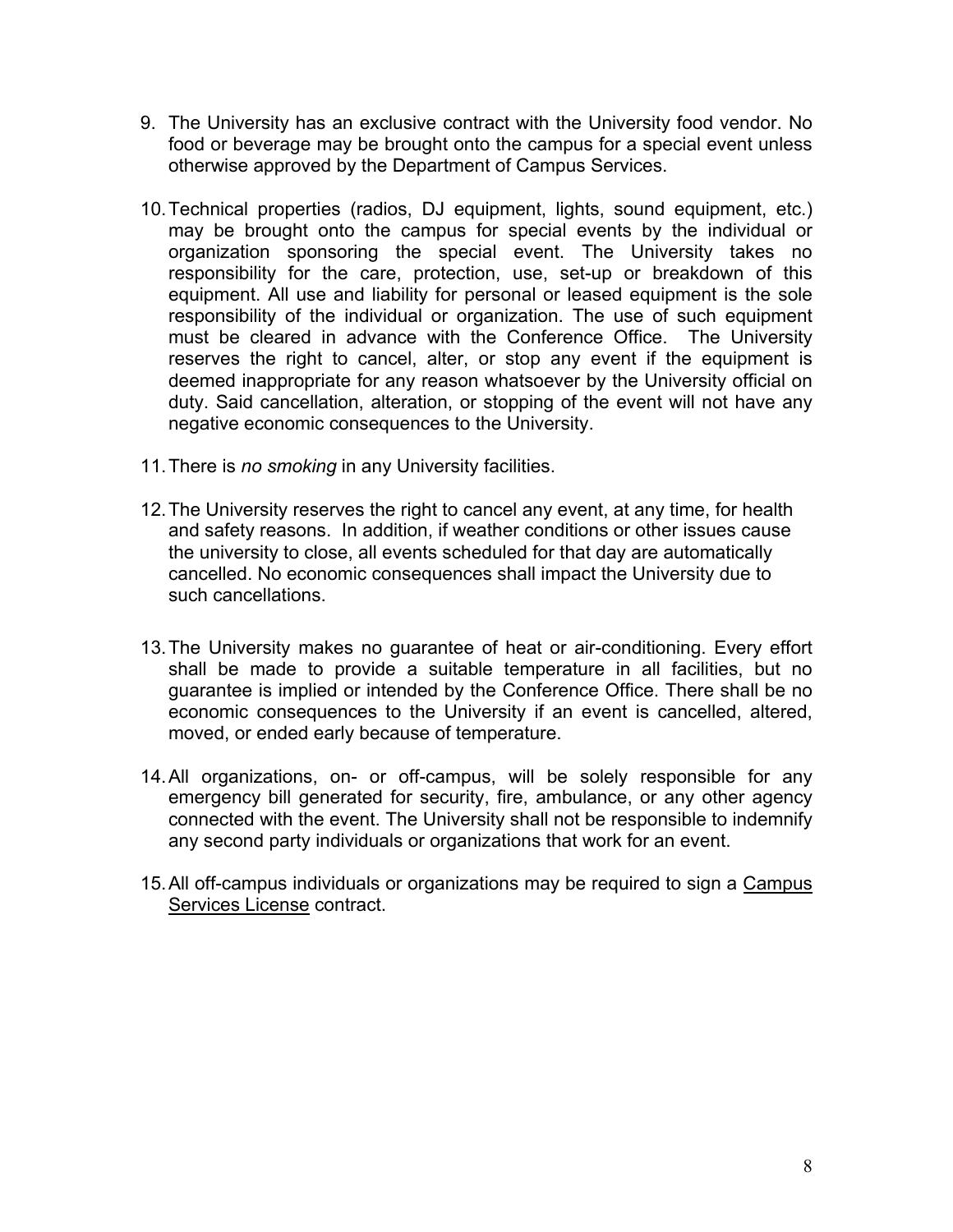9. The University has an exclusive contract with the University food vendor. No food or beverage may be brought onto the campus for a special event unless otherwise approved by the Department of Campus Services.

10. Technical properties (radios, DJ equipment, lights, sound equipment, etc.) may be brought onto the campus for special events by the individual or organization sponsoring the special event. The University takes no responsibility for the care, protection, use, set-up or breakdown of this equipment. All use and liability for personal or leased equipment is the sole responsibility of the individual or organization. The use of such equipment must be cleared in advance with the Conference Office. The University reserves the right to cancel, alter, or stop any event if the equipment is deemed inappropriate for any reason whatsoever by the University official on duty. Said cancellation, alteration, or stopping of the event will not have any negative economic consequences to the University.

11. There is *no smoking* in any University facilities.

12. The University reserves the right to cancel any event, at any time, for health and safety reasons. In addition, if weather conditions or other issues cause the university to close, all events scheduled for that day are automatically cancelled. No economic consequences shall impact the University due to such cancellations.

13. The University makes no guarantee of heat or air-conditioning. Every effort shall be made to provide a suitable temperature in all facilities, but no guarantee is implied or intended by the Conference Office. There shall be no economic consequences to the University if an event is cancelled, altered, moved, or ended early because of temperature.

14. All organizations, on- or off-campus, will be solely responsible for any emergency bill generated for security, fire, ambulance, or any other agency connected with the event. The University shall not be responsible to indemnify any second party individuals or organizations that work for an event.

15. All off-campus individuals or organizations may be required to sign a Campus Services License contract.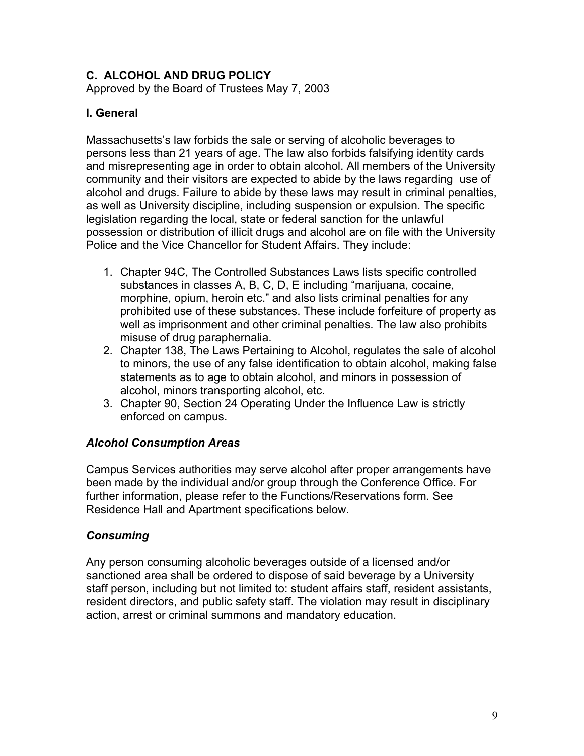## C. ALCOHOL AND DRUG POLICY

Approved by the Board of Trustees May 7, 2003

### I. General

Massachusetts's law forbids the sale or serving of alcoholic beverages to persons less than 21 years of age. The law also forbids falsifying identity cards and misrepresenting age in order to obtain alcohol. All members of the University community and their visitors are expected to abide by the laws regarding use of alcohol and drugs. Failure to abide by these laws may result in criminal penalties, as well as University discipline, including suspension or expulsion. The specific legislation regarding the local, state or federal sanction for the unlawful possession or distribution of illicit drugs and alcohol are on file with the University Police and the Vice Chancellor for Student Affairs. They include:

1. Chapter 94C, The Controlled Substances Laws lists specific controlled substances in classes A, B, C, D, E including "marijuana, cocaine, morphine, opium, heroin etc." and also lists criminal penalties for any prohibited use of these substances. These include forfeiture of property as well as imprisonment and other criminal penalties. The law also prohibits misuse of drug paraphernalia.
2. Chapter 138, The Laws Pertaining to Alcohol, regulates the sale of alcohol to minors, the use of any false identification to obtain alcohol, making false statements as to age to obtain alcohol, and minors in possession of alcohol, minors transporting alcohol, etc.
3. Chapter 90, Section 24 Operating Under the Influence Law is strictly enforced on campus.

#### *Alcohol Consumption Areas*

Campus Services authorities may serve alcohol after proper arrangements have been made by the individual and/or group through the Conference Office. For further information, please refer to the Functions/Reservations form. See Residence Hall and Apartment specifications below.

#### *Consuming*

Any person consuming alcoholic beverages outside of a licensed and/or sanctioned area shall be ordered to dispose of said beverage by a University staff person, including but not limited to: student affairs staff, resident assistants, resident directors, and public safety staff. The violation may result in disciplinary action, arrest or criminal summons and mandatory education.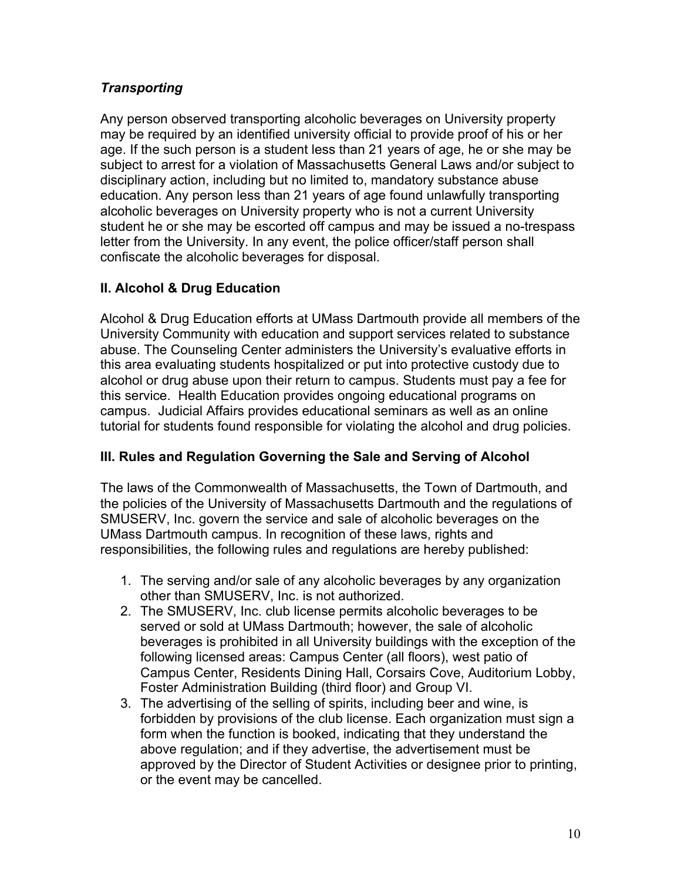### *Transporting*

Any person observed transporting alcoholic beverages on University property may be required by an identified university official to provide proof of his or her age. If the such person is a student less than 21 years of age, he or she may be subject to arrest for a violation of Massachusetts General Laws and/or subject to disciplinary action, including but no limited to, mandatory substance abuse education. Any person less than 21 years of age found unlawfully transporting alcoholic beverages on University property who is not a current University student he or she may be escorted off campus and may be issued a no-trespass letter from the University. In any event, the police officer/staff person shall confiscate the alcoholic beverages for disposal.

## II. Alcohol & Drug Education

Alcohol & Drug Education efforts at UMass Dartmouth provide all members of the University Community with education and support services related to substance abuse. The Counseling Center administers the University's evaluative efforts in this area evaluating students hospitalized or put into protective custody due to alcohol or drug abuse upon their return to campus. Students must pay a fee for this service. Health Education provides ongoing educational programs on campus. Judicial Affairs provides educational seminars as well as an online tutorial for students found responsible for violating the alcohol and drug policies.

## III. Rules and Regulation Governing the Sale and Serving of Alcohol

The laws of the Commonwealth of Massachusetts, the Town of Dartmouth, and the policies of the University of Massachusetts Dartmouth and the regulations of SMUSERV, Inc. govern the service and sale of alcoholic beverages on the UMass Dartmouth campus. In recognition of these laws, rights and responsibilities, the following rules and regulations are hereby published:

1. The serving and/or sale of any alcoholic beverages by any organization other than SMUSERV, Inc. is not authorized.
2. The SMUSERV, Inc. club license permits alcoholic beverages to be served or sold at UMass Dartmouth; however, the sale of alcoholic beverages is prohibited in all University buildings with the exception of the following licensed areas: Campus Center (all floors), west patio of Campus Center, Residents Dining Hall, Corsairs Cove, Auditorium Lobby, Foster Administration Building (third floor) and Group VI.
3. The advertising of the selling of spirits, including beer and wine, is forbidden by provisions of the club license. Each organization must sign a form when the function is booked, indicating that they understand the above regulation; and if they advertise, the advertisement must be approved by the Director of Student Activities or designee prior to printing, or the event may be cancelled.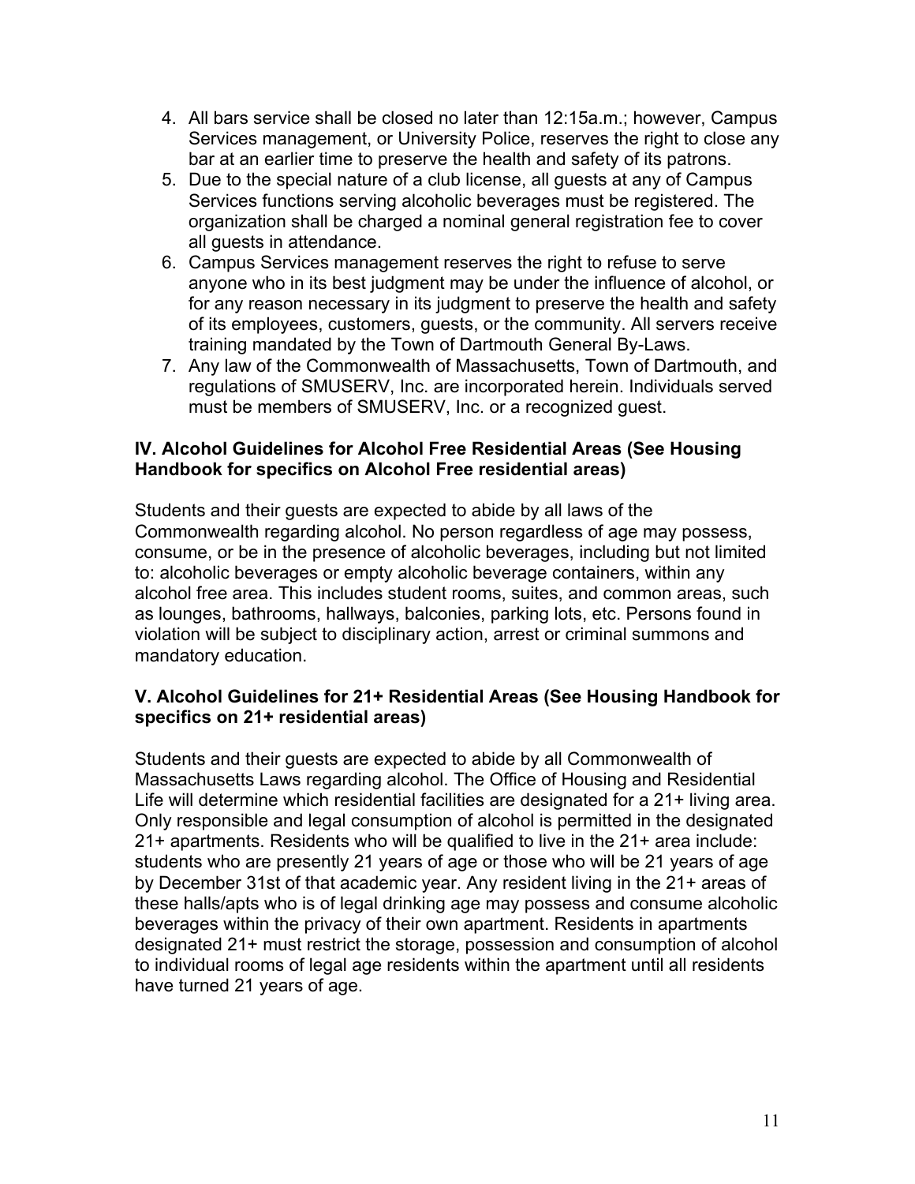4. All bars service shall be closed no later than 12:15a.m.; however, Campus Services management, or University Police, reserves the right to close any bar at an earlier time to preserve the health and safety of its patrons.
5. Due to the special nature of a club license, all guests at any of Campus Services functions serving alcoholic beverages must be registered. The organization shall be charged a nominal general registration fee to cover all guests in attendance.
6. Campus Services management reserves the right to refuse to serve anyone who in its best judgment may be under the influence of alcohol, or for any reason necessary in its judgment to preserve the health and safety of its employees, customers, guests, or the community. All servers receive training mandated by the Town of Dartmouth General By-Laws.
7. Any law of the Commonwealth of Massachusetts, Town of Dartmouth, and regulations of SMUSERV, Inc. are incorporated herein. Individuals served must be members of SMUSERV, Inc. or a recognized guest.

### IV. Alcohol Guidelines for Alcohol Free Residential Areas (See Housing Handbook for specifics on Alcohol Free residential areas)

Students and their guests are expected to abide by all laws of the Commonwealth regarding alcohol. No person regardless of age may possess, consume, or be in the presence of alcoholic beverages, including but not limited to: alcoholic beverages or empty alcoholic beverage containers, within any alcohol free area. This includes student rooms, suites, and common areas, such as lounges, bathrooms, hallways, balconies, parking lots, etc. Persons found in violation will be subject to disciplinary action, arrest or criminal summons and mandatory education.

### V. Alcohol Guidelines for 21+ Residential Areas (See Housing Handbook for specifics on 21+ residential areas)

Students and their guests are expected to abide by all Commonwealth of Massachusetts Laws regarding alcohol. The Office of Housing and Residential Life will determine which residential facilities are designated for a 21+ living area. Only responsible and legal consumption of alcohol is permitted in the designated 21+ apartments. Residents who will be qualified to live in the 21+ area include: students who are presently 21 years of age or those who will be 21 years of age by December 31st of that academic year. Any resident living in the 21+ areas of these halls/apts who is of legal drinking age may possess and consume alcoholic beverages within the privacy of their own apartment. Residents in apartments designated 21+ must restrict the storage, possession and consumption of alcohol to individual rooms of legal age residents within the apartment until all residents have turned 21 years of age.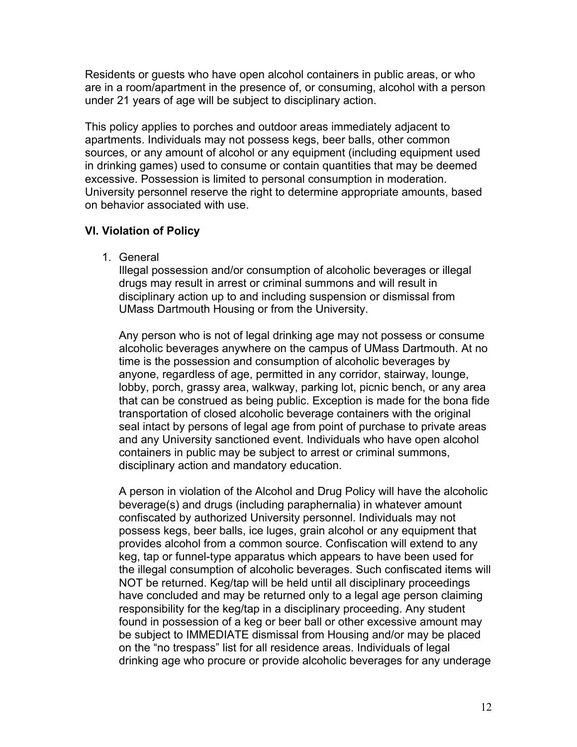Residents or guests who have open alcohol containers in public areas, or who are in a room/apartment in the presence of, or consuming, alcohol with a person under 21 years of age will be subject to disciplinary action.

This policy applies to porches and outdoor areas immediately adjacent to apartments. Individuals may not possess kegs, beer balls, other common sources, or any amount of alcohol or any equipment (including equipment used in drinking games) used to consume or contain quantities that may be deemed excessive. Possession is limited to personal consumption in moderation. University personnel reserve the right to determine appropriate amounts, based on behavior associated with use.

## VI. Violation of Policy

1. General

   Illegal possession and/or consumption of alcoholic beverages or illegal drugs may result in arrest or criminal summons and will result in disciplinary action up to and including suspension or dismissal from UMass Dartmouth Housing or from the University.

   Any person who is not of legal drinking age may not possess or consume alcoholic beverages anywhere on the campus of UMass Dartmouth. At no time is the possession and consumption of alcoholic beverages by anyone, regardless of age, permitted in any corridor, stairway, lounge, lobby, porch, grassy area, walkway, parking lot, picnic bench, or any area that can be construed as being public. Exception is made for the bona fide transportation of closed alcoholic beverage containers with the original seal intact by persons of legal age from point of purchase to private areas and any University sanctioned event. Individuals who have open alcohol containers in public may be subject to arrest or criminal summons, disciplinary action and mandatory education.

   A person in violation of the Alcohol and Drug Policy will have the alcoholic beverage(s) and drugs (including paraphernalia) in whatever amount confiscated by authorized University personnel. Individuals may not possess kegs, beer balls, ice luges, grain alcohol or any equipment that provides alcohol from a common source. Confiscation will extend to any keg, tap or funnel-type apparatus which appears to have been used for the illegal consumption of alcoholic beverages. Such confiscated items will NOT be returned. Keg/tap will be held until all disciplinary proceedings have concluded and may be returned only to a legal age person claiming responsibility for the keg/tap in a disciplinary proceeding. Any student found in possession of a keg or beer ball or other excessive amount may be subject to IMMEDIATE dismissal from Housing and/or may be placed on the "no trespass" list for all residence areas. Individuals of legal drinking age who procure or provide alcoholic beverages for any underage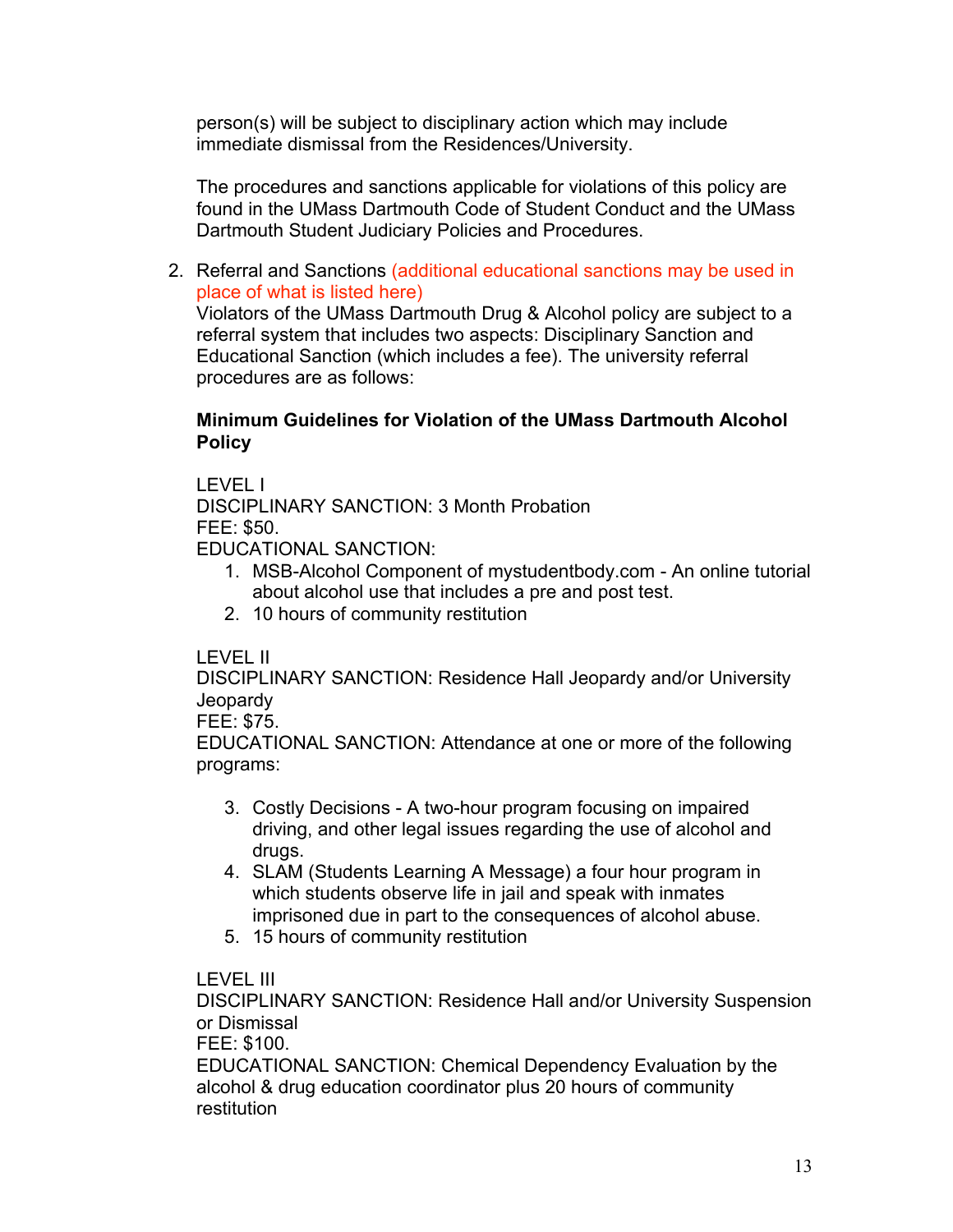person(s) will be subject to disciplinary action which may include immediate dismissal from the Residences/University.

The procedures and sanctions applicable for violations of this policy are found in the UMass Dartmouth Code of Student Conduct and the UMass Dartmouth Student Judiciary Policies and Procedures.

2. Referral and Sanctions (additional educational sanctions may be used in place of what is listed here)
   Violators of the UMass Dartmouth Drug & Alcohol policy are subject to a referral system that includes two aspects: Disciplinary Sanction and Educational Sanction (which includes a fee). The university referral procedures are as follows:

   **Minimum Guidelines for Violation of the UMass Dartmouth Alcohol Policy**

   LEVEL I
   DISCIPLINARY SANCTION: 3 Month Probation
   FEE: $50.
   EDUCATIONAL SANCTION:
   1. MSB-Alcohol Component of mystudentbody.com - An online tutorial about alcohol use that includes a pre and post test.
   2. 10 hours of community restitution

   LEVEL II
   DISCIPLINARY SANCTION: Residence Hall Jeopardy and/or University Jeopardy
   FEE: $75.
   EDUCATIONAL SANCTION: Attendance at one or more of the following programs:

   3. Costly Decisions - A two-hour program focusing on impaired driving, and other legal issues regarding the use of alcohol and drugs.
   4. SLAM (Students Learning A Message) a four hour program in which students observe life in jail and speak with inmates imprisoned due in part to the consequences of alcohol abuse.
   5. 15 hours of community restitution

   LEVEL III
   DISCIPLINARY SANCTION: Residence Hall and/or University Suspension or Dismissal
   FEE: $100.
   EDUCATIONAL SANCTION: Chemical Dependency Evaluation by the alcohol & drug education coordinator plus 20 hours of community restitution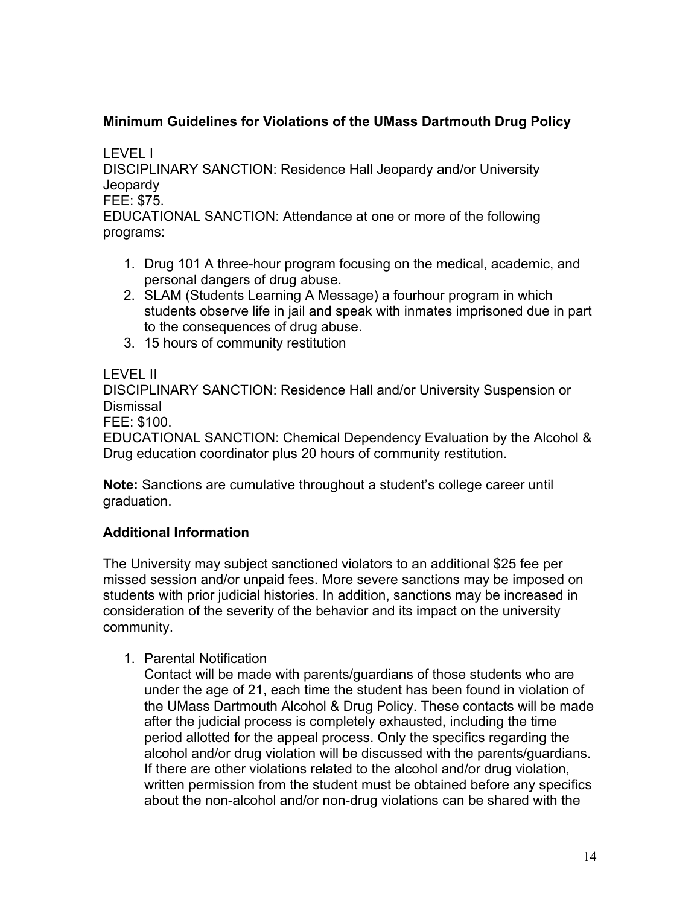### Minimum Guidelines for Violations of the UMass Dartmouth Drug Policy

LEVEL I
DISCIPLINARY SANCTION: Residence Hall Jeopardy and/or University Jeopardy
FEE: $75.
EDUCATIONAL SANCTION: Attendance at one or more of the following programs:

1. Drug 101 A three-hour program focusing on the medical, academic, and personal dangers of drug abuse.
2. SLAM (Students Learning A Message) a fourhour program in which students observe life in jail and speak with inmates imprisoned due in part to the consequences of drug abuse.
3. 15 hours of community restitution

LEVEL II
DISCIPLINARY SANCTION: Residence Hall and/or University Suspension or Dismissal
FEE: $100.
EDUCATIONAL SANCTION: Chemical Dependency Evaluation by the Alcohol & Drug education coordinator plus 20 hours of community restitution.

**Note:** Sanctions are cumulative throughout a student's college career until graduation.

### Additional Information

The University may subject sanctioned violators to an additional $25 fee per missed session and/or unpaid fees. More severe sanctions may be imposed on students with prior judicial histories. In addition, sanctions may be increased in consideration of the severity of the behavior and its impact on the university community.

1. Parental Notification
   Contact will be made with parents/guardians of those students who are under the age of 21, each time the student has been found in violation of the UMass Dartmouth Alcohol & Drug Policy. These contacts will be made after the judicial process is completely exhausted, including the time period allotted for the appeal process. Only the specifics regarding the alcohol and/or drug violation will be discussed with the parents/guardians. If there are other violations related to the alcohol and/or drug violation, written permission from the student must be obtained before any specifics about the non-alcohol and/or non-drug violations can be shared with the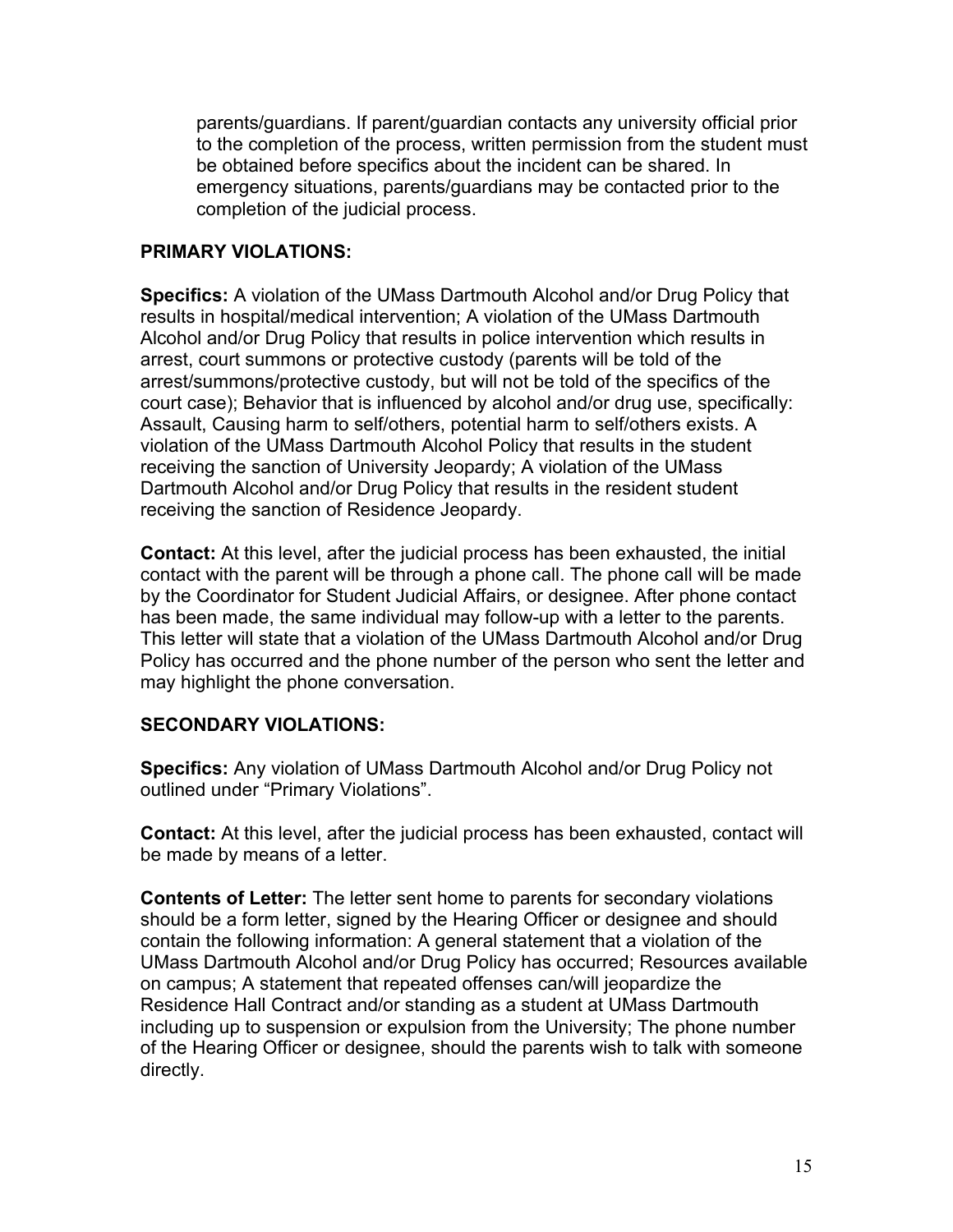parents/guardians. If parent/guardian contacts any university official prior to the completion of the process, written permission from the student must be obtained before specifics about the incident can be shared. In emergency situations, parents/guardians may be contacted prior to the completion of the judicial process.

**PRIMARY VIOLATIONS:**

**Specifics:** A violation of the UMass Dartmouth Alcohol and/or Drug Policy that results in hospital/medical intervention; A violation of the UMass Dartmouth Alcohol and/or Drug Policy that results in police intervention which results in arrest, court summons or protective custody (parents will be told of the arrest/summons/protective custody, but will not be told of the specifics of the court case); Behavior that is influenced by alcohol and/or drug use, specifically: Assault, Causing harm to self/others, potential harm to self/others exists. A violation of the UMass Dartmouth Alcohol Policy that results in the student receiving the sanction of University Jeopardy; A violation of the UMass Dartmouth Alcohol and/or Drug Policy that results in the resident student receiving the sanction of Residence Jeopardy.

**Contact:** At this level, after the judicial process has been exhausted, the initial contact with the parent will be through a phone call. The phone call will be made by the Coordinator for Student Judicial Affairs, or designee. After phone contact has been made, the same individual may follow-up with a letter to the parents. This letter will state that a violation of the UMass Dartmouth Alcohol and/or Drug Policy has occurred and the phone number of the person who sent the letter and may highlight the phone conversation.

**SECONDARY VIOLATIONS:**

**Specifics:** Any violation of UMass Dartmouth Alcohol and/or Drug Policy not outlined under "Primary Violations".

**Contact:** At this level, after the judicial process has been exhausted, contact will be made by means of a letter.

**Contents of Letter:** The letter sent home to parents for secondary violations should be a form letter, signed by the Hearing Officer or designee and should contain the following information: A general statement that a violation of the UMass Dartmouth Alcohol and/or Drug Policy has occurred; Resources available on campus; A statement that repeated offenses can/will jeopardize the Residence Hall Contract and/or standing as a student at UMass Dartmouth including up to suspension or expulsion from the University; The phone number of the Hearing Officer or designee, should the parents wish to talk with someone directly.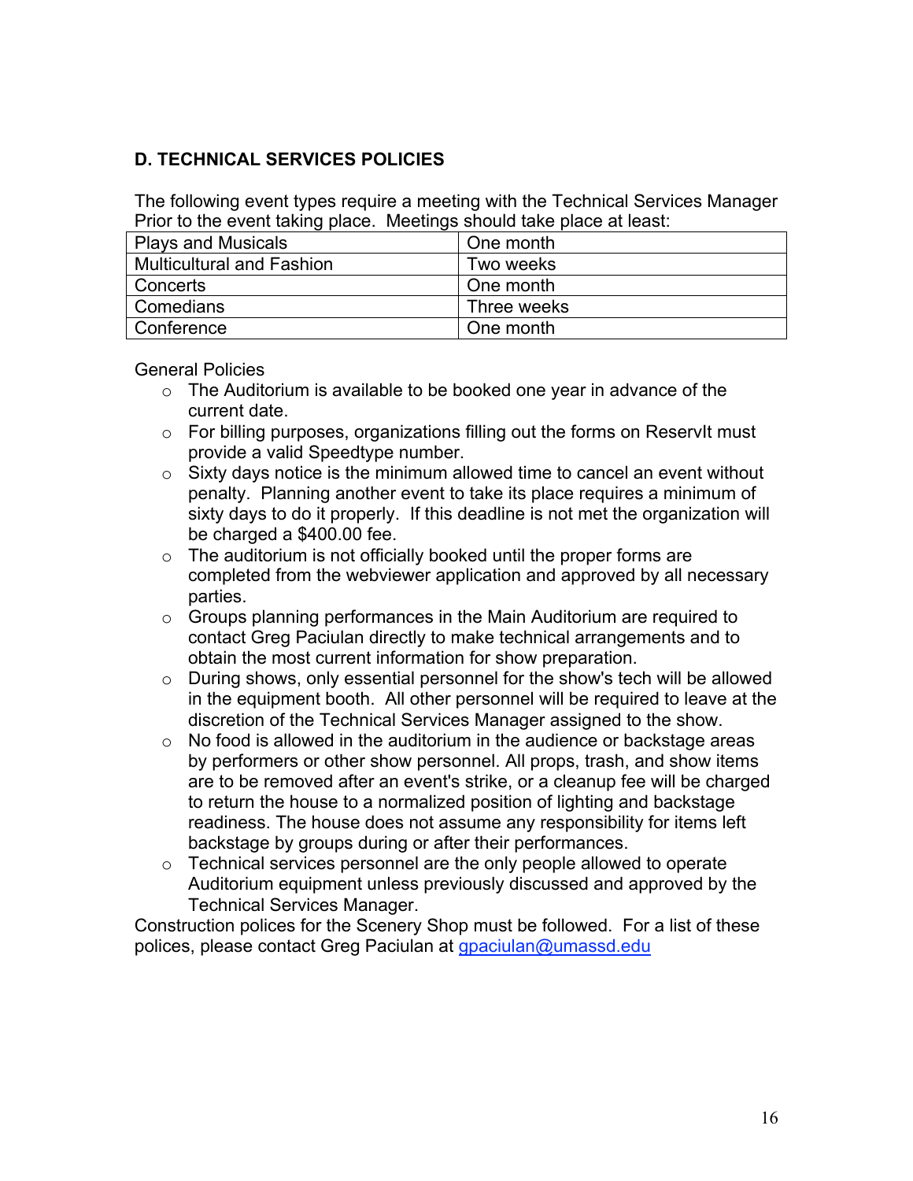## D. TECHNICAL SERVICES POLICIES

The following event types require a meeting with the Technical Services Manager Prior to the event taking place. Meetings should take place at least:

| Plays and Musicals | One month |
|---|---|
| Multicultural and Fashion | Two weeks |
| Concerts | One month |
| Comedians | Three weeks |
| Conference | One month |

General Policies

- The Auditorium is available to be booked one year in advance of the current date.
- For billing purposes, organizations filling out the forms on ReservIt must provide a valid Speedtype number.
- Sixty days notice is the minimum allowed time to cancel an event without penalty. Planning another event to take its place requires a minimum of sixty days to do it properly. If this deadline is not met the organization will be charged a $400.00 fee.
- The auditorium is not officially booked until the proper forms are completed from the webviewer application and approved by all necessary parties.
- Groups planning performances in the Main Auditorium are required to contact Greg Paciulan directly to make technical arrangements and to obtain the most current information for show preparation.
- During shows, only essential personnel for the show's tech will be allowed in the equipment booth. All other personnel will be required to leave at the discretion of the Technical Services Manager assigned to the show.
- No food is allowed in the auditorium in the audience or backstage areas by performers or other show personnel. All props, trash, and show items are to be removed after an event's strike, or a cleanup fee will be charged to return the house to a normalized position of lighting and backstage readiness. The house does not assume any responsibility for items left backstage by groups during or after their performances.
- Technical services personnel are the only people allowed to operate Auditorium equipment unless previously discussed and approved by the Technical Services Manager.

Construction polices for the Scenery Shop must be followed. For a list of these polices, please contact Greg Paciulan at gpaciulan@umassd.edu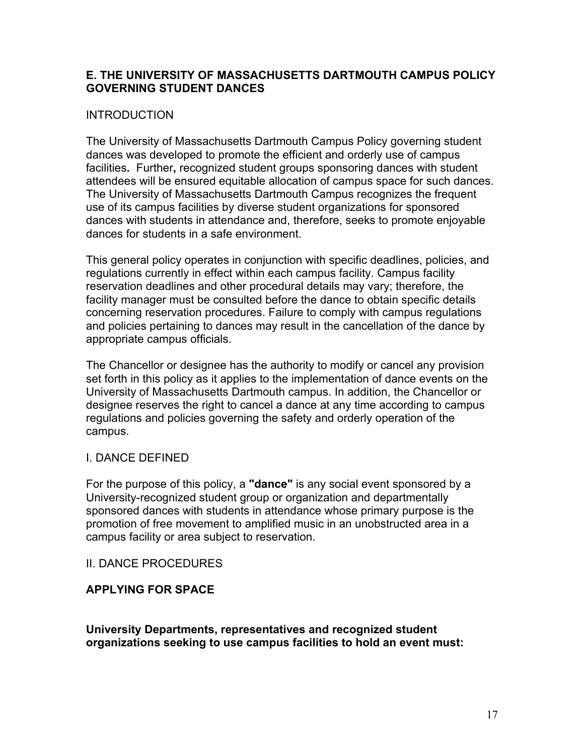## E. THE UNIVERSITY OF MASSACHUSETTS DARTMOUTH CAMPUS POLICY GOVERNING STUDENT DANCES

INTRODUCTION

The University of Massachusetts Dartmouth Campus Policy governing student dances was developed to promote the efficient and orderly use of campus facilities**.** Further**,** recognized student groups sponsoring dances with student attendees will be ensured equitable allocation of campus space for such dances. The University of Massachusetts Dartmouth Campus recognizes the frequent use of its campus facilities by diverse student organizations for sponsored dances with students in attendance and, therefore, seeks to promote enjoyable dances for students in a safe environment.

This general policy operates in conjunction with specific deadlines, policies, and regulations currently in effect within each campus facility. Campus facility reservation deadlines and other procedural details may vary; therefore, the facility manager must be consulted before the dance to obtain specific details concerning reservation procedures. Failure to comply with campus regulations and policies pertaining to dances may result in the cancellation of the dance by appropriate campus officials.

The Chancellor or designee has the authority to modify or cancel any provision set forth in this policy as it applies to the implementation of dance events on the University of Massachusetts Dartmouth campus. In addition, the Chancellor or designee reserves the right to cancel a dance at any time according to campus regulations and policies governing the safety and orderly operation of the campus.

I. DANCE DEFINED

For the purpose of this policy, a **"dance"** is any social event sponsored by a University-recognized student group or organization and departmentally sponsored dances with students in attendance whose primary purpose is the promotion of free movement to amplified music in an unobstructed area in a campus facility or area subject to reservation.

II. DANCE PROCEDURES

**APPLYING FOR SPACE**

**University Departments, representatives and recognized student organizations seeking to use campus facilities to hold an event must:**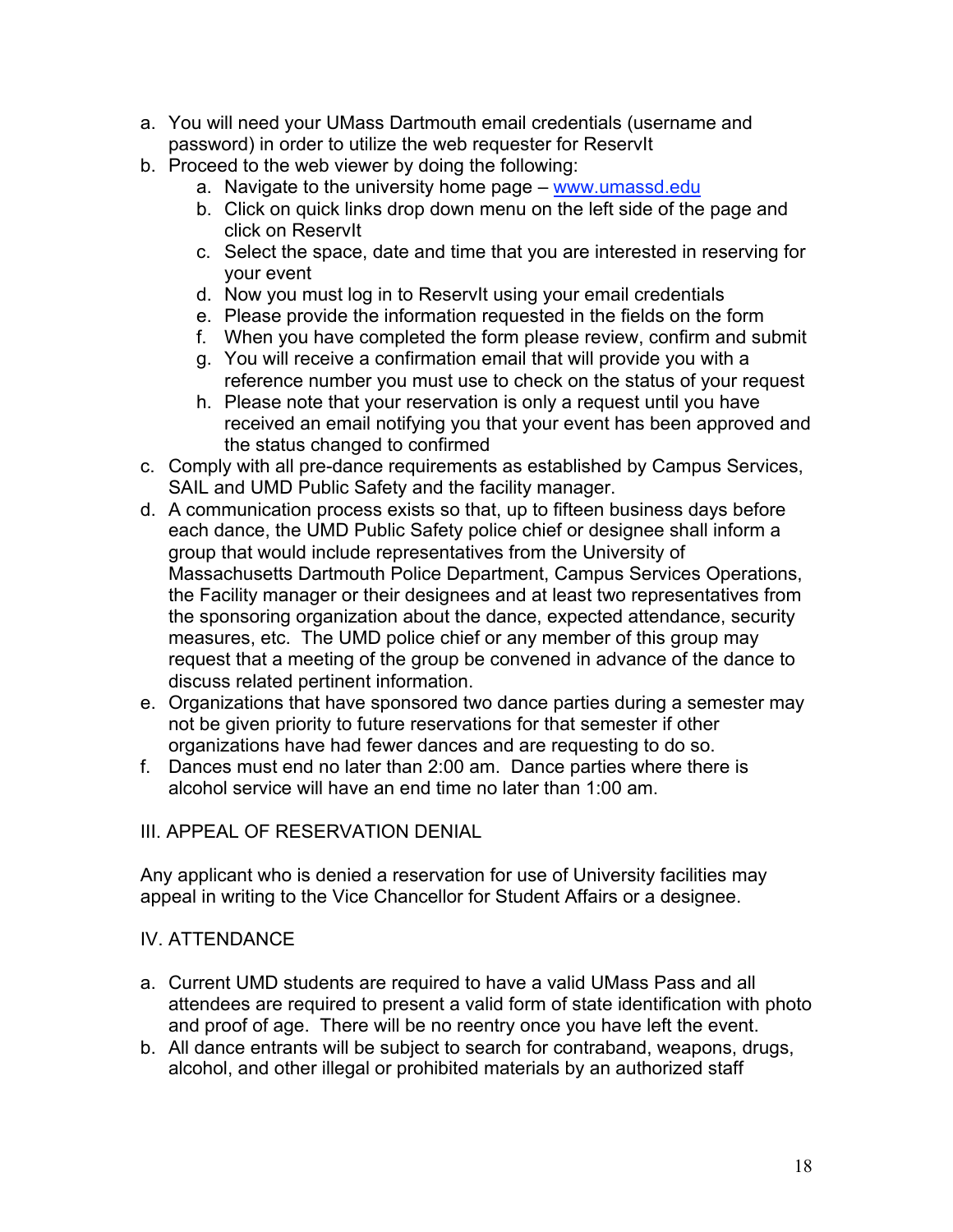a. You will need your UMass Dartmouth email credentials (username and password) in order to utilize the web requester for ReservIt
b. Proceed to the web viewer by doing the following:
    a. Navigate to the university home page – www.umassd.edu
    b. Click on quick links drop down menu on the left side of the page and click on ReservIt
    c. Select the space, date and time that you are interested in reserving for your event
    d. Now you must log in to ReservIt using your email credentials
    e. Please provide the information requested in the fields on the form
    f. When you have completed the form please review, confirm and submit
    g. You will receive a confirmation email that will provide you with a reference number you must use to check on the status of your request
    h. Please note that your reservation is only a request until you have received an email notifying you that your event has been approved and the status changed to confirmed
c. Comply with all pre-dance requirements as established by Campus Services, SAIL and UMD Public Safety and the facility manager.
d. A communication process exists so that, up to fifteen business days before each dance, the UMD Public Safety police chief or designee shall inform a group that would include representatives from the University of Massachusetts Dartmouth Police Department, Campus Services Operations, the Facility manager or their designees and at least two representatives from the sponsoring organization about the dance, expected attendance, security measures, etc. The UMD police chief or any member of this group may request that a meeting of the group be convened in advance of the dance to discuss related pertinent information.
e. Organizations that have sponsored two dance parties during a semester may not be given priority to future reservations for that semester if other organizations have had fewer dances and are requesting to do so.
f. Dances must end no later than 2:00 am. Dance parties where there is alcohol service will have an end time no later than 1:00 am.

III. APPEAL OF RESERVATION DENIAL

Any applicant who is denied a reservation for use of University facilities may appeal in writing to the Vice Chancellor for Student Affairs or a designee.

IV. ATTENDANCE

a. Current UMD students are required to have a valid UMass Pass and all attendees are required to present a valid form of state identification with photo and proof of age. There will be no reentry once you have left the event.
b. All dance entrants will be subject to search for contraband, weapons, drugs, alcohol, and other illegal or prohibited materials by an authorized staff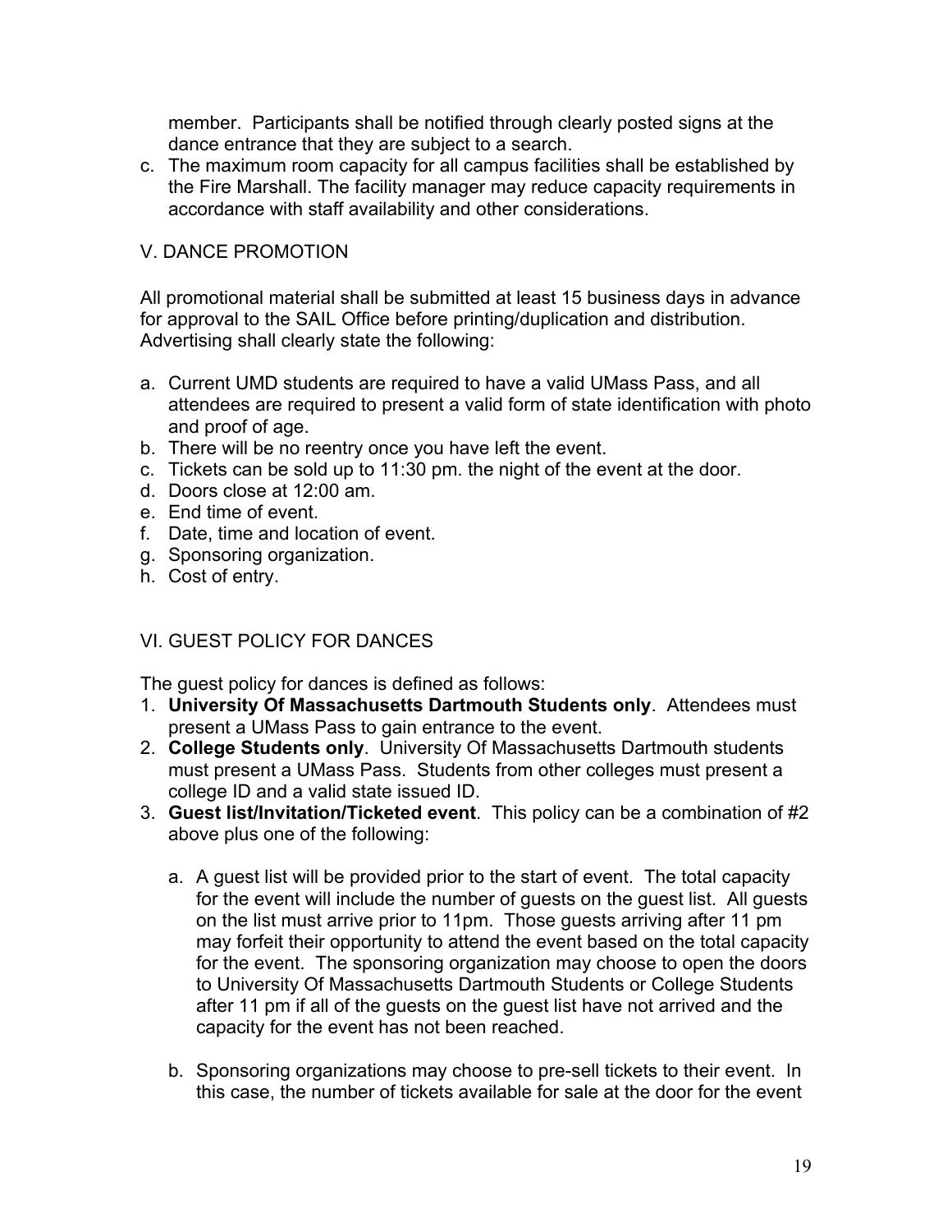member. Participants shall be notified through clearly posted signs at the dance entrance that they are subject to a search.

c. The maximum room capacity for all campus facilities shall be established by the Fire Marshall. The facility manager may reduce capacity requirements in accordance with staff availability and other considerations.

## V. DANCE PROMOTION

All promotional material shall be submitted at least 15 business days in advance for approval to the SAIL Office before printing/duplication and distribution. Advertising shall clearly state the following:

a. Current UMD students are required to have a valid UMass Pass, and all attendees are required to present a valid form of state identification with photo and proof of age.
b. There will be no reentry once you have left the event.
c. Tickets can be sold up to 11:30 pm. the night of the event at the door.
d. Doors close at 12:00 am.
e. End time of event.
f. Date, time and location of event.
g. Sponsoring organization.
h. Cost of entry.

## VI. GUEST POLICY FOR DANCES

The guest policy for dances is defined as follows:

1. **University Of Massachusetts Dartmouth Students only**. Attendees must present a UMass Pass to gain entrance to the event.
2. **College Students only**. University Of Massachusetts Dartmouth students must present a UMass Pass. Students from other colleges must present a college ID and a valid state issued ID.
3. **Guest list/Invitation/Ticketed event**. This policy can be a combination of #2 above plus one of the following:

   a. A guest list will be provided prior to the start of event. The total capacity for the event will include the number of guests on the guest list. All guests on the list must arrive prior to 11pm. Those guests arriving after 11 pm may forfeit their opportunity to attend the event based on the total capacity for the event. The sponsoring organization may choose to open the doors to University Of Massachusetts Dartmouth Students or College Students after 11 pm if all of the guests on the guest list have not arrived and the capacity for the event has not been reached.

   b. Sponsoring organizations may choose to pre-sell tickets to their event. In this case, the number of tickets available for sale at the door for the event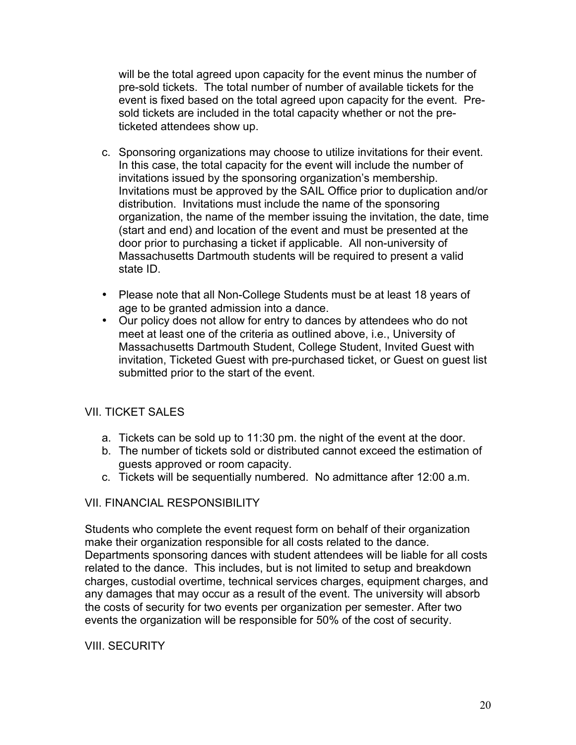will be the total agreed upon capacity for the event minus the number of pre-sold tickets. The total number of number of available tickets for the event is fixed based on the total agreed upon capacity for the event. Pre-sold tickets are included in the total capacity whether or not the pre-ticketed attendees show up.

c. Sponsoring organizations may choose to utilize invitations for their event. In this case, the total capacity for the event will include the number of invitations issued by the sponsoring organization's membership. Invitations must be approved by the SAIL Office prior to duplication and/or distribution. Invitations must include the name of the sponsoring organization, the name of the member issuing the invitation, the date, time (start and end) and location of the event and must be presented at the door prior to purchasing a ticket if applicable. All non-university of Massachusetts Dartmouth students will be required to present a valid state ID.

- Please note that all Non-College Students must be at least 18 years of age to be granted admission into a dance.
- Our policy does not allow for entry to dances by attendees who do not meet at least one of the criteria as outlined above, i.e., University of Massachusetts Dartmouth Student, College Student, Invited Guest with invitation, Ticketed Guest with pre-purchased ticket, or Guest on guest list submitted prior to the start of the event.

## VII. TICKET SALES

a. Tickets can be sold up to 11:30 pm. the night of the event at the door.
b. The number of tickets sold or distributed cannot exceed the estimation of guests approved or room capacity.
c. Tickets will be sequentially numbered. No admittance after 12:00 a.m.

## VII. FINANCIAL RESPONSIBILITY

Students who complete the event request form on behalf of their organization make their organization responsible for all costs related to the dance. Departments sponsoring dances with student attendees will be liable for all costs related to the dance. This includes, but is not limited to setup and breakdown charges, custodial overtime, technical services charges, equipment charges, and any damages that may occur as a result of the event. The university will absorb the costs of security for two events per organization per semester. After two events the organization will be responsible for 50% of the cost of security.

## VIII. SECURITY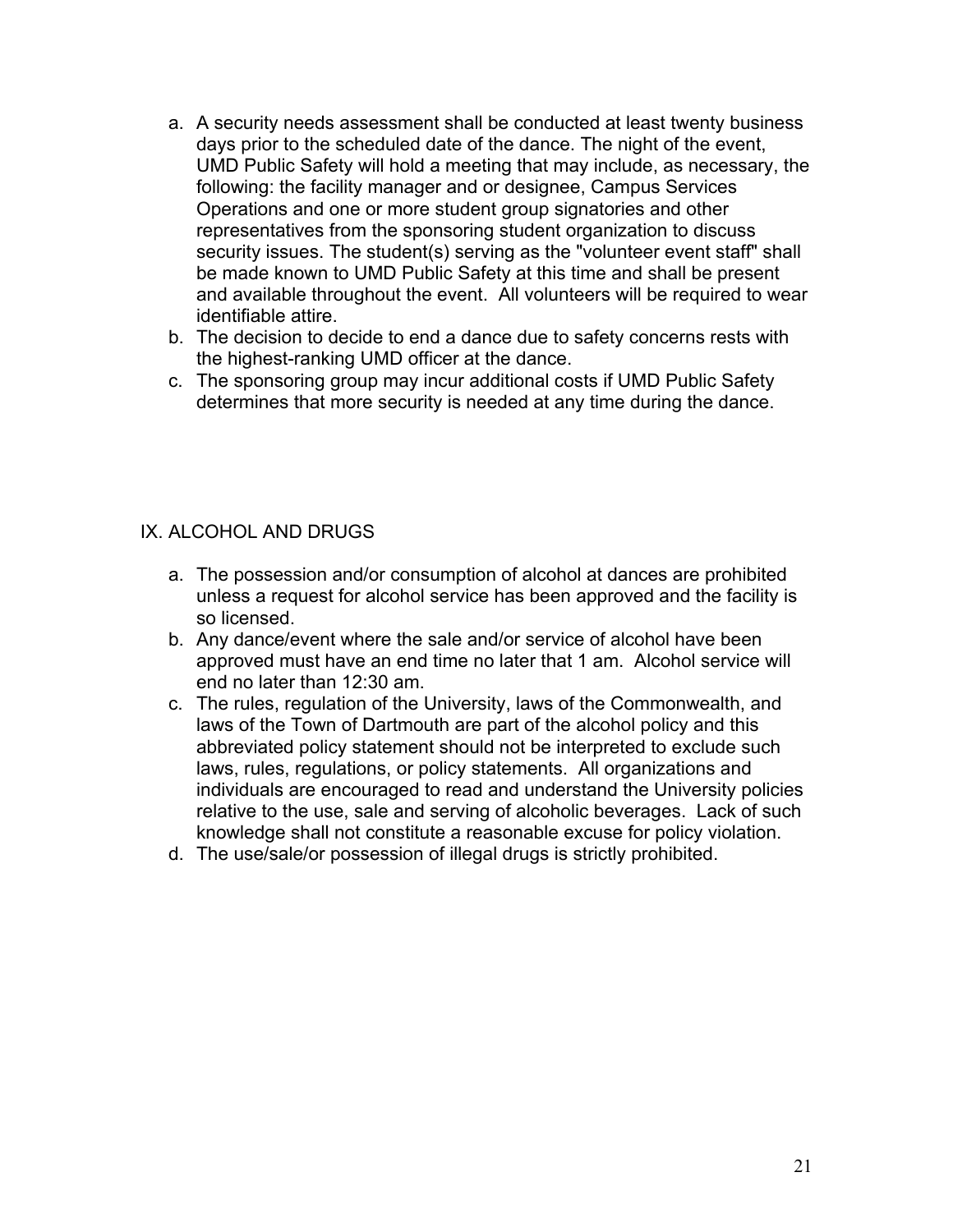a. A security needs assessment shall be conducted at least twenty business days prior to the scheduled date of the dance. The night of the event, UMD Public Safety will hold a meeting that may include, as necessary, the following: the facility manager and or designee, Campus Services Operations and one or more student group signatories and other representatives from the sponsoring student organization to discuss security issues. The student(s) serving as the "volunteer event staff" shall be made known to UMD Public Safety at this time and shall be present and available throughout the event. All volunteers will be required to wear identifiable attire.
b. The decision to decide to end a dance due to safety concerns rests with the highest-ranking UMD officer at the dance.
c. The sponsoring group may incur additional costs if UMD Public Safety determines that more security is needed at any time during the dance.

## IX. ALCOHOL AND DRUGS

a. The possession and/or consumption of alcohol at dances are prohibited unless a request for alcohol service has been approved and the facility is so licensed.
b. Any dance/event where the sale and/or service of alcohol have been approved must have an end time no later that 1 am. Alcohol service will end no later than 12:30 am.
c. The rules, regulation of the University, laws of the Commonwealth, and laws of the Town of Dartmouth are part of the alcohol policy and this abbreviated policy statement should not be interpreted to exclude such laws, rules, regulations, or policy statements. All organizations and individuals are encouraged to read and understand the University policies relative to the use, sale and serving of alcoholic beverages. Lack of such knowledge shall not constitute a reasonable excuse for policy violation.
d. The use/sale/or possession of illegal drugs is strictly prohibited.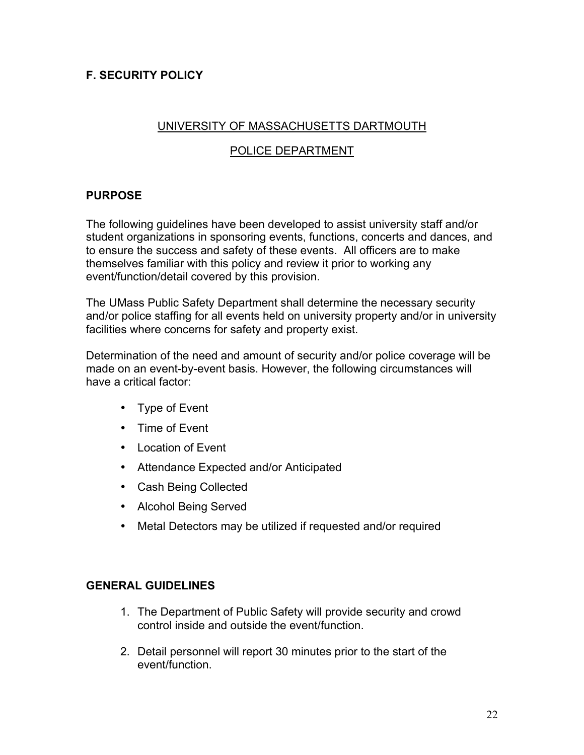## F. SECURITY POLICY

UNIVERSITY OF MASSACHUSETTS DARTMOUTH

POLICE DEPARTMENT

### PURPOSE

The following guidelines have been developed to assist university staff and/or student organizations in sponsoring events, functions, concerts and dances, and to ensure the success and safety of these events. All officers are to make themselves familiar with this policy and review it prior to working any event/function/detail covered by this provision.

The UMass Public Safety Department shall determine the necessary security and/or police staffing for all events held on university property and/or in university facilities where concerns for safety and property exist.

Determination of the need and amount of security and/or police coverage will be made on an event-by-event basis. However, the following circumstances will have a critical factor:

- Type of Event
- Time of Event
- Location of Event
- Attendance Expected and/or Anticipated
- Cash Being Collected
- Alcohol Being Served
- Metal Detectors may be utilized if requested and/or required

### GENERAL GUIDELINES

1. The Department of Public Safety will provide security and crowd control inside and outside the event/function.
2. Detail personnel will report 30 minutes prior to the start of the event/function.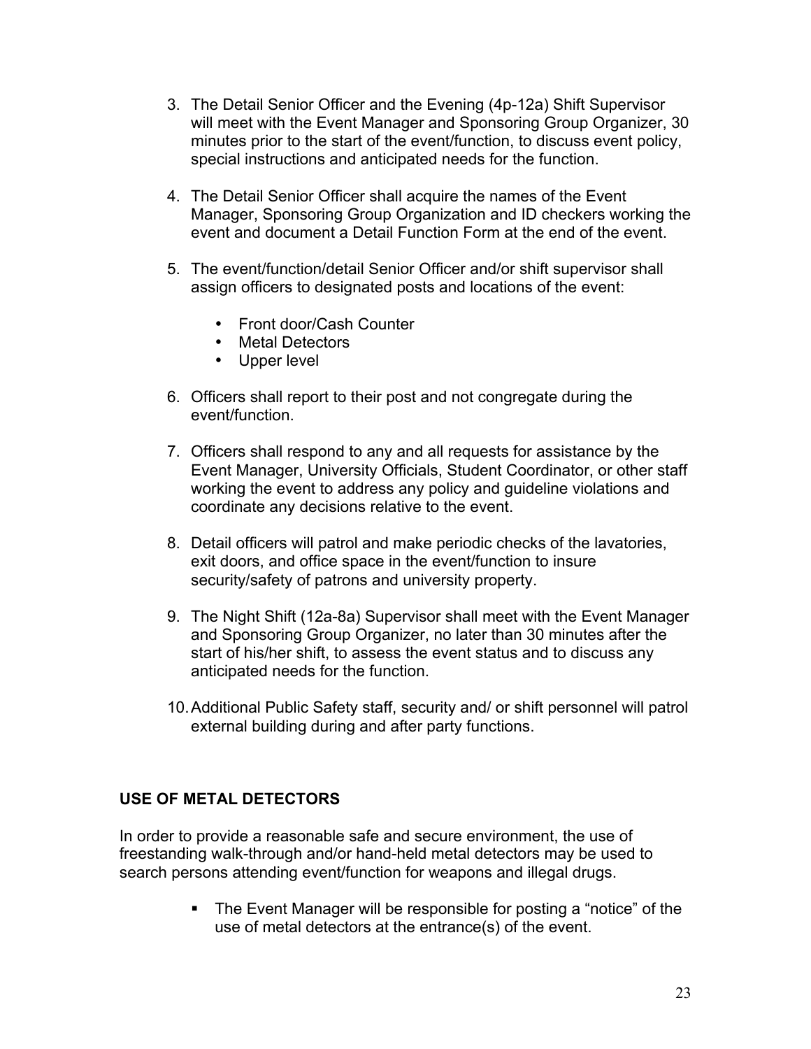3. The Detail Senior Officer and the Evening (4p-12a) Shift Supervisor will meet with the Event Manager and Sponsoring Group Organizer, 30 minutes prior to the start of the event/function, to discuss event policy, special instructions and anticipated needs for the function.

4. The Detail Senior Officer shall acquire the names of the Event Manager, Sponsoring Group Organization and ID checkers working the event and document a Detail Function Form at the end of the event.

5. The event/function/detail Senior Officer and/or shift supervisor shall assign officers to designated posts and locations of the event:

   - Front door/Cash Counter
   - Metal Detectors
   - Upper level

6. Officers shall report to their post and not congregate during the event/function.

7. Officers shall respond to any and all requests for assistance by the Event Manager, University Officials, Student Coordinator, or other staff working the event to address any policy and guideline violations and coordinate any decisions relative to the event.

8. Detail officers will patrol and make periodic checks of the lavatories, exit doors, and office space in the event/function to insure security/safety of patrons and university property.

9. The Night Shift (12a-8a) Supervisor shall meet with the Event Manager and Sponsoring Group Organizer, no later than 30 minutes after the start of his/her shift, to assess the event status and to discuss any anticipated needs for the function.

10. Additional Public Safety staff, security and/ or shift personnel will patrol external building during and after party functions.

## USE OF METAL DETECTORS

In order to provide a reasonable safe and secure environment, the use of freestanding walk-through and/or hand-held metal detectors may be used to search persons attending event/function for weapons and illegal drugs.

- The Event Manager will be responsible for posting a "notice" of the use of metal detectors at the entrance(s) of the event.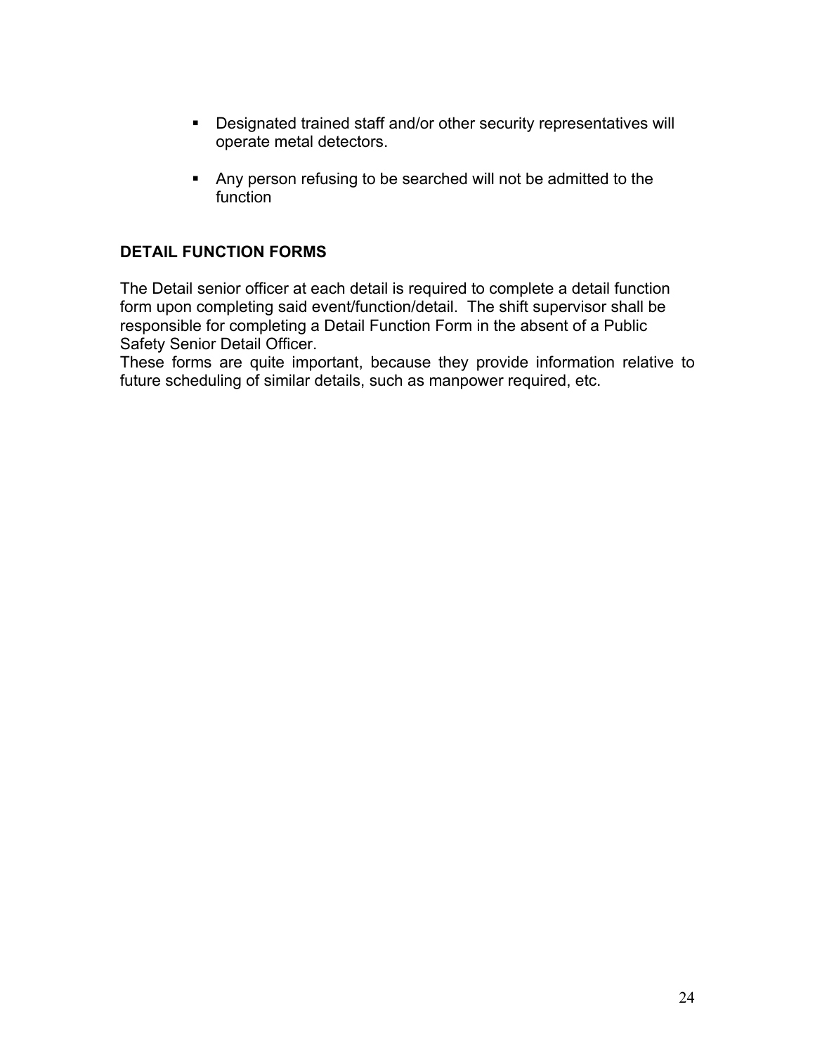- Designated trained staff and/or other security representatives will operate metal detectors.

- Any person refusing to be searched will not be admitted to the function

**DETAIL FUNCTION FORMS**

The Detail senior officer at each detail is required to complete a detail function form upon completing said event/function/detail. The shift supervisor shall be responsible for completing a Detail Function Form in the absent of a Public Safety Senior Detail Officer.
These forms are quite important, because they provide information relative to future scheduling of similar details, such as manpower required, etc.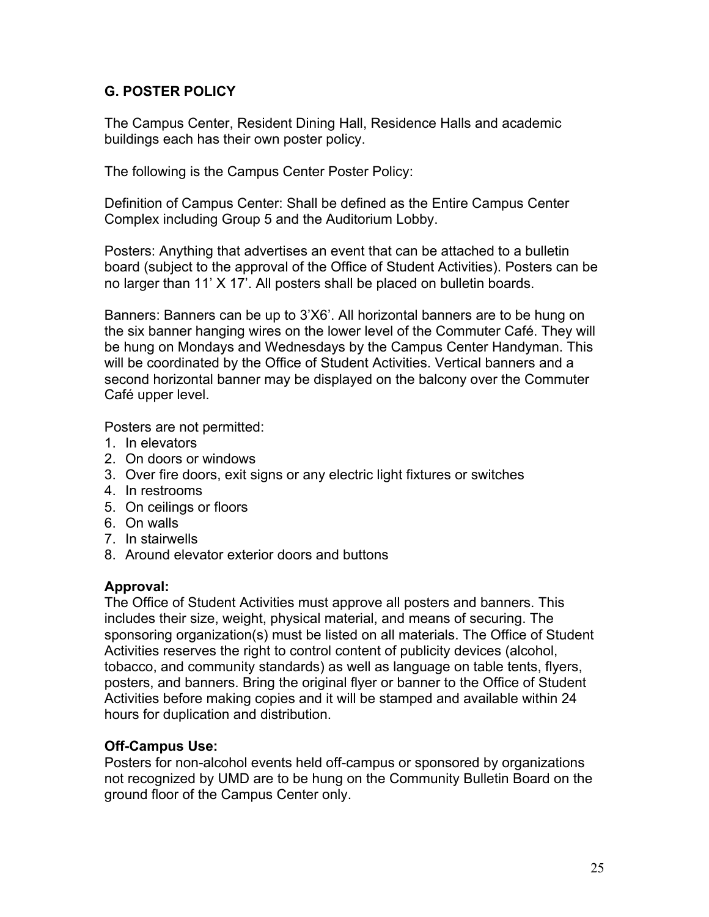## G. POSTER POLICY

The Campus Center, Resident Dining Hall, Residence Halls and academic buildings each has their own poster policy.

The following is the Campus Center Poster Policy:

Definition of Campus Center: Shall be defined as the Entire Campus Center Complex including Group 5 and the Auditorium Lobby.

Posters: Anything that advertises an event that can be attached to a bulletin board (subject to the approval of the Office of Student Activities). Posters can be no larger than 11' X 17'. All posters shall be placed on bulletin boards.

Banners: Banners can be up to 3'X6'. All horizontal banners are to be hung on the six banner hanging wires on the lower level of the Commuter Café. They will be hung on Mondays and Wednesdays by the Campus Center Handyman. This will be coordinated by the Office of Student Activities. Vertical banners and a second horizontal banner may be displayed on the balcony over the Commuter Café upper level.

Posters are not permitted:

1. In elevators
2. On doors or windows
3. Over fire doors, exit signs or any electric light fixtures or switches
4. In restrooms
5. On ceilings or floors
6. On walls
7. In stairwells
8. Around elevator exterior doors and buttons

**Approval:**
The Office of Student Activities must approve all posters and banners. This includes their size, weight, physical material, and means of securing. The sponsoring organization(s) must be listed on all materials. The Office of Student Activities reserves the right to control content of publicity devices (alcohol, tobacco, and community standards) as well as language on table tents, flyers, posters, and banners. Bring the original flyer or banner to the Office of Student Activities before making copies and it will be stamped and available within 24 hours for duplication and distribution.

**Off-Campus Use:**
Posters for non-alcohol events held off-campus or sponsored by organizations not recognized by UMD are to be hung on the Community Bulletin Board on the ground floor of the Campus Center only.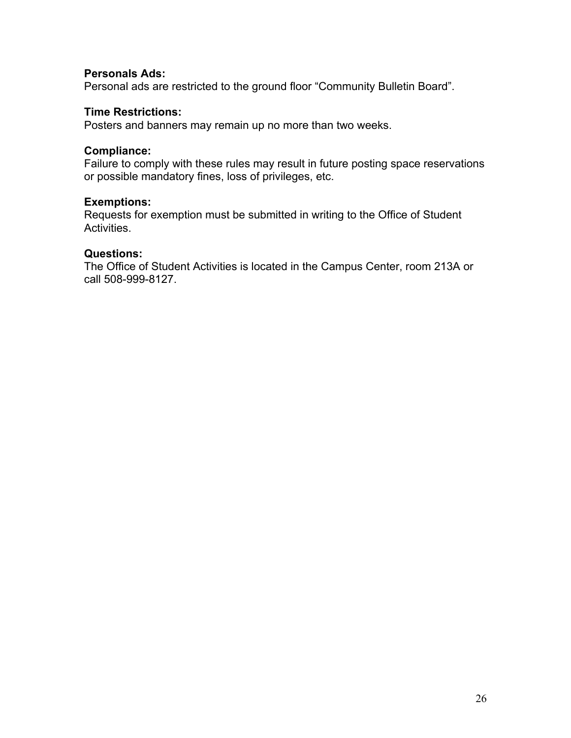**Personals Ads:**
Personal ads are restricted to the ground floor "Community Bulletin Board".

**Time Restrictions:**
Posters and banners may remain up no more than two weeks.

**Compliance:**
Failure to comply with these rules may result in future posting space reservations or possible mandatory fines, loss of privileges, etc.

**Exemptions:**
Requests for exemption must be submitted in writing to the Office of Student Activities.

**Questions:**
The Office of Student Activities is located in the Campus Center, room 213A or call 508-999-8127.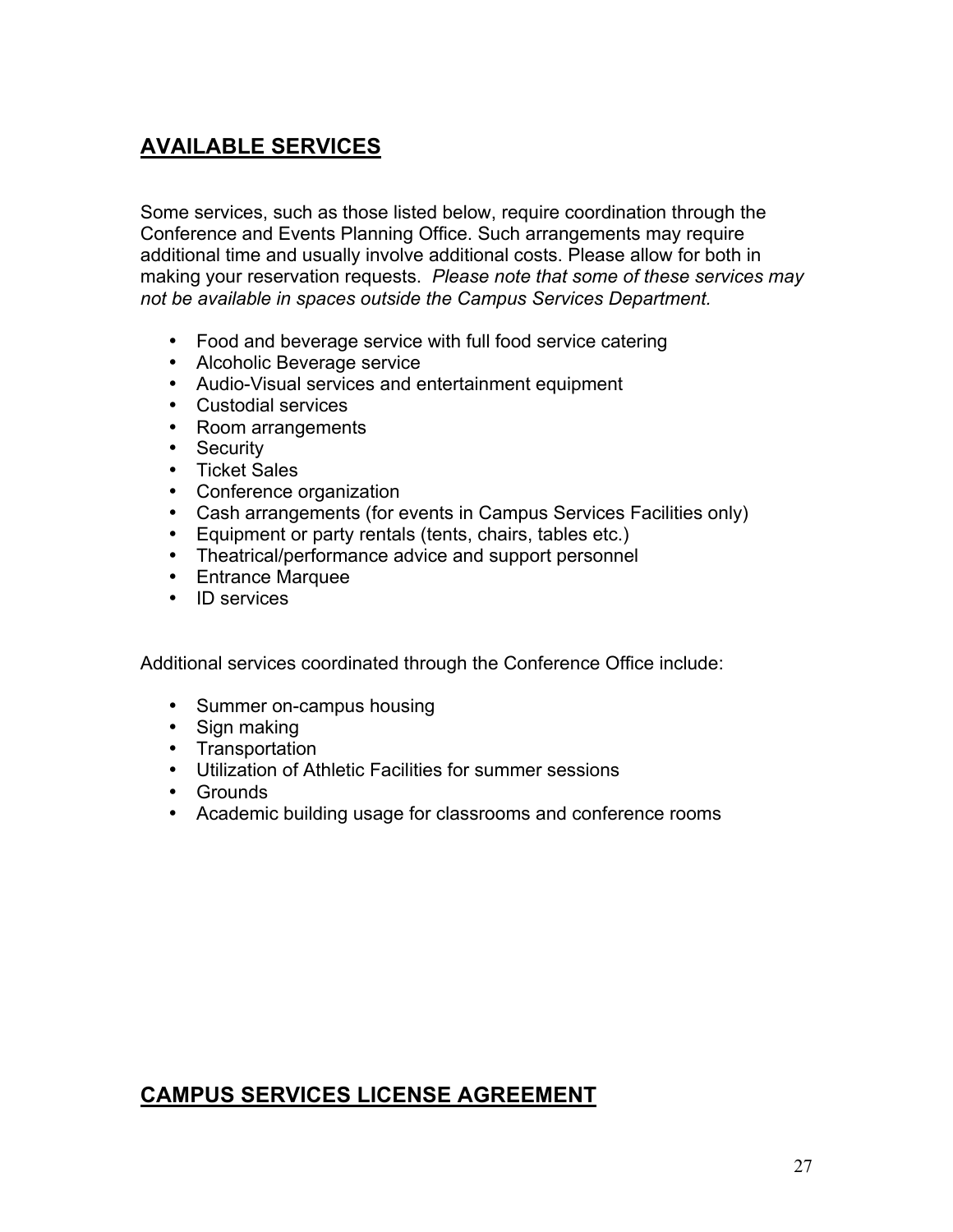## AVAILABLE SERVICES

Some services, such as those listed below, require coordination through the Conference and Events Planning Office. Such arrangements may require additional time and usually involve additional costs. Please allow for both in making your reservation requests. *Please note that some of these services may not be available in spaces outside the Campus Services Department.*

- Food and beverage service with full food service catering
- Alcoholic Beverage service
- Audio-Visual services and entertainment equipment
- Custodial services
- Room arrangements
- Security
- Ticket Sales
- Conference organization
- Cash arrangements (for events in Campus Services Facilities only)
- Equipment or party rentals (tents, chairs, tables etc.)
- Theatrical/performance advice and support personnel
- Entrance Marquee
- ID services

Additional services coordinated through the Conference Office include:

- Summer on-campus housing
- Sign making
- Transportation
- Utilization of Athletic Facilities for summer sessions
- Grounds
- Academic building usage for classrooms and conference rooms

## CAMPUS SERVICES LICENSE AGREEMENT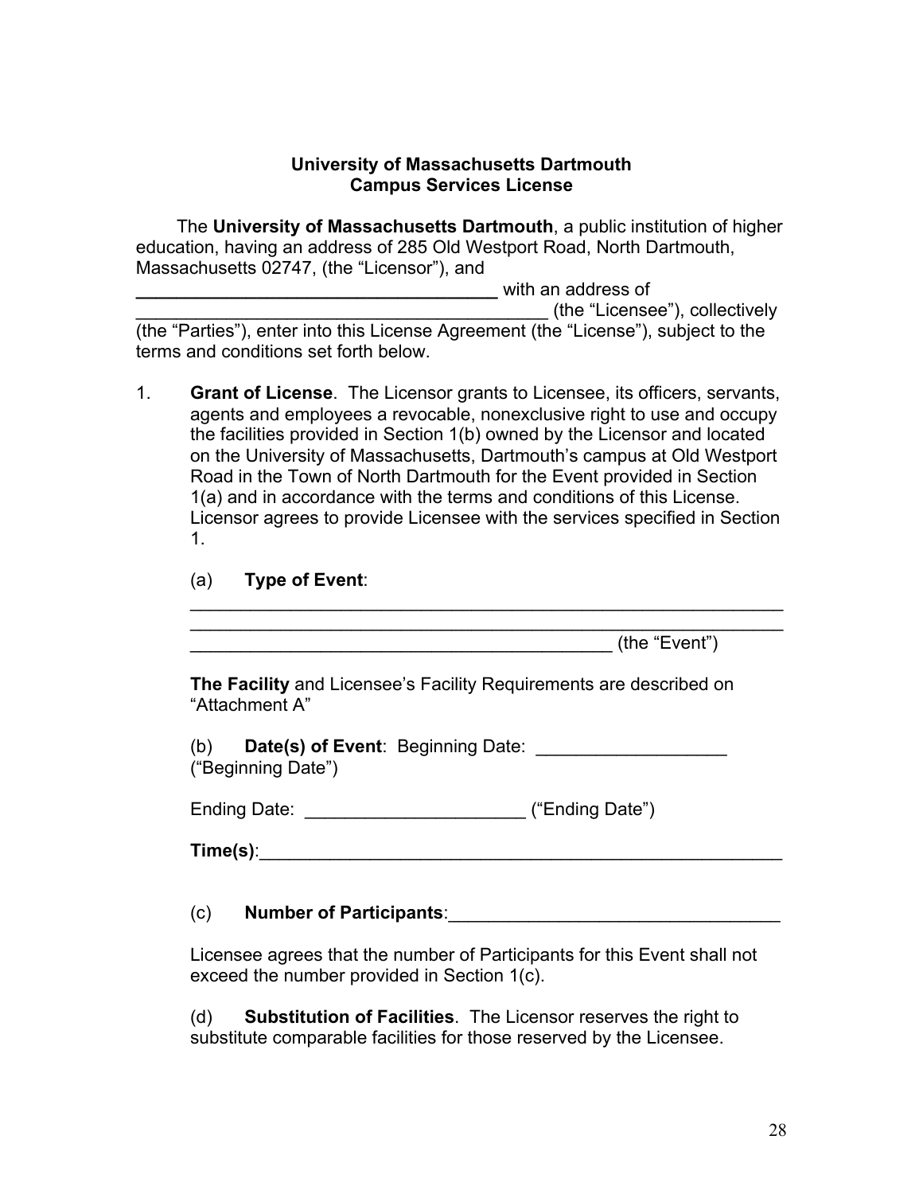**University of Massachusetts Dartmouth**
**Campus Services License**

The **University of Massachusetts Dartmouth**, a public institution of higher education, having an address of 285 Old Westport Road, North Dartmouth, Massachusetts 02747, (the "Licensor"), and **___________________________________** with an address of ________________________________________ (the "Licensee"), collectively (the "Parties"), enter into this License Agreement (the "License"), subject to the terms and conditions set forth below.

1. **Grant of License**. The Licensor grants to Licensee, its officers, servants, agents and employees a revocable, nonexclusive right to use and occupy the facilities provided in Section 1(b) owned by the Licensor and located on the University of Massachusetts, Dartmouth's campus at Old Westport Road in the Town of North Dartmouth for the Event provided in Section 1(a) and in accordance with the terms and conditions of this License. Licensor agrees to provide Licensee with the services specified in Section 1.

   (a) **Type of Event**:
   ____________________________________________________________
   ____________________________________________________________
   _________________________________________ (the "Event")

   **The Facility** and Licensee's Facility Requirements are described on "Attachment A"

   (b) **Date(s) of Event**: Beginning Date: ___________________ ("Beginning Date")

   Ending Date: _____________________ ("Ending Date")

   **Time(s)**:_____________________________________________________

   (c) **Number of Participants**:________________________________

   Licensee agrees that the number of Participants for this Event shall not exceed the number provided in Section 1(c).

   (d) **Substitution of Facilities**. The Licensor reserves the right to substitute comparable facilities for those reserved by the Licensee.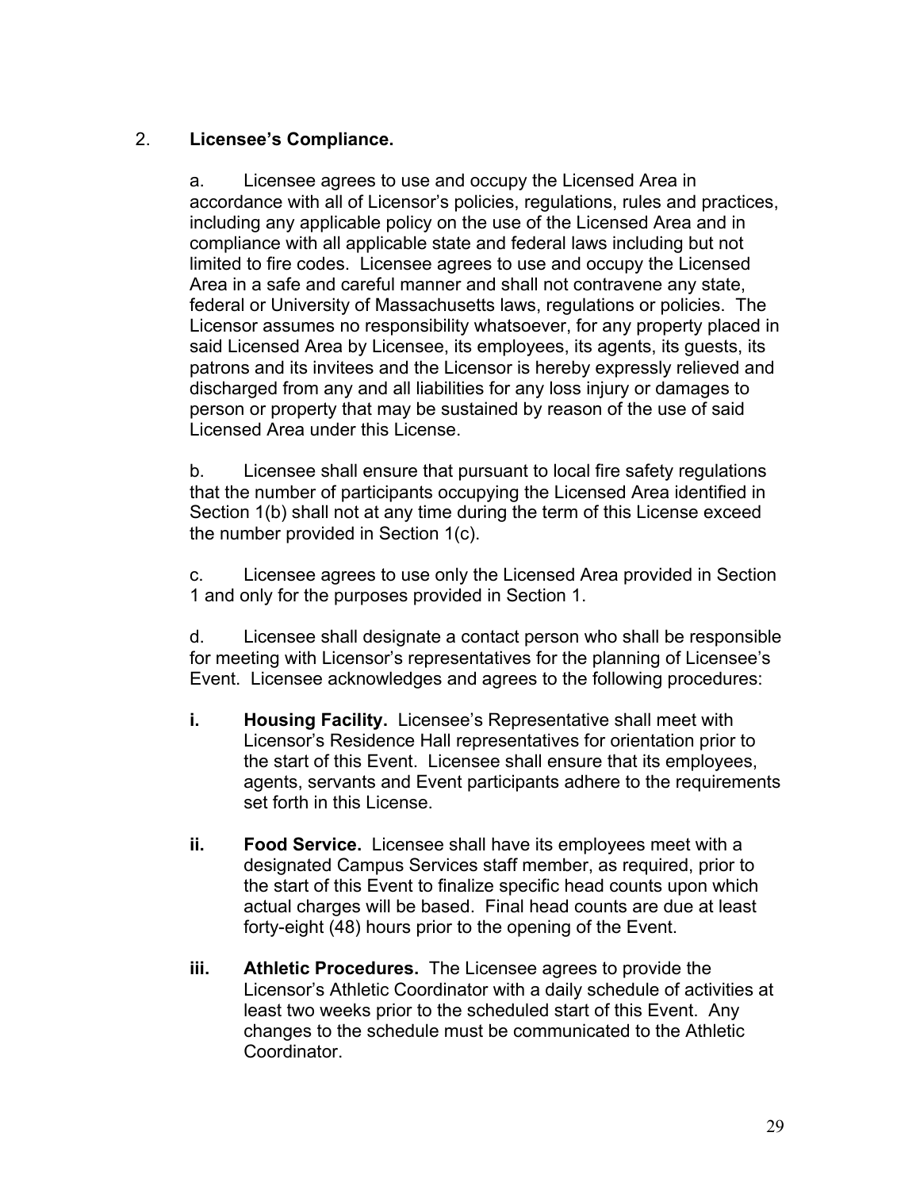2. **Licensee's Compliance.**

a. Licensee agrees to use and occupy the Licensed Area in accordance with all of Licensor's policies, regulations, rules and practices, including any applicable policy on the use of the Licensed Area and in compliance with all applicable state and federal laws including but not limited to fire codes. Licensee agrees to use and occupy the Licensed Area in a safe and careful manner and shall not contravene any state, federal or University of Massachusetts laws, regulations or policies. The Licensor assumes no responsibility whatsoever, for any property placed in said Licensed Area by Licensee, its employees, its agents, its guests, its patrons and its invitees and the Licensor is hereby expressly relieved and discharged from any and all liabilities for any loss injury or damages to person or property that may be sustained by reason of the use of said Licensed Area under this License.

b. Licensee shall ensure that pursuant to local fire safety regulations that the number of participants occupying the Licensed Area identified in Section 1(b) shall not at any time during the term of this License exceed the number provided in Section 1(c).

c. Licensee agrees to use only the Licensed Area provided in Section 1 and only for the purposes provided in Section 1.

d. Licensee shall designate a contact person who shall be responsible for meeting with Licensor's representatives for the planning of Licensee's Event. Licensee acknowledges and agrees to the following procedures:

**i.** **Housing Facility.** Licensee's Representative shall meet with Licensor's Residence Hall representatives for orientation prior to the start of this Event. Licensee shall ensure that its employees, agents, servants and Event participants adhere to the requirements set forth in this License.

**ii.** **Food Service.** Licensee shall have its employees meet with a designated Campus Services staff member, as required, prior to the start of this Event to finalize specific head counts upon which actual charges will be based. Final head counts are due at least forty-eight (48) hours prior to the opening of the Event.

**iii.** **Athletic Procedures.** The Licensee agrees to provide the Licensor's Athletic Coordinator with a daily schedule of activities at least two weeks prior to the scheduled start of this Event. Any changes to the schedule must be communicated to the Athletic Coordinator.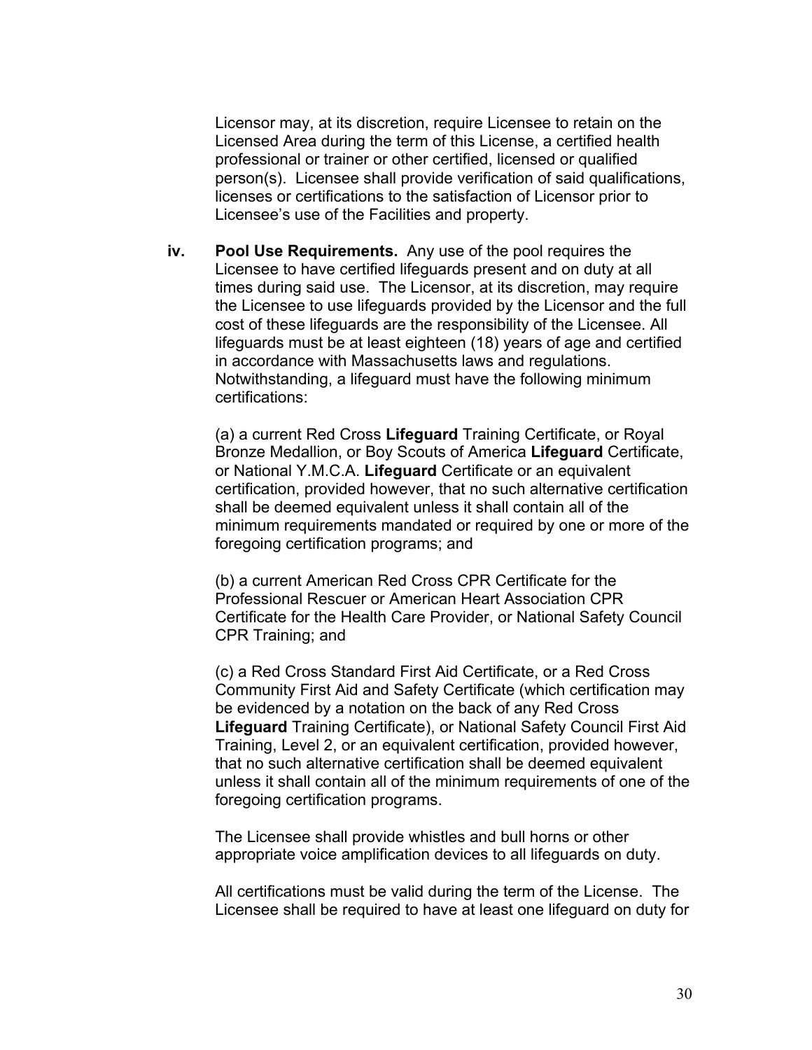Licensor may, at its discretion, require Licensee to retain on the Licensed Area during the term of this License, a certified health professional or trainer or other certified, licensed or qualified person(s). Licensee shall provide verification of said qualifications, licenses or certifications to the satisfaction of Licensor prior to Licensee's use of the Facilities and property.

**iv. Pool Use Requirements.** Any use of the pool requires the Licensee to have certified lifeguards present and on duty at all times during said use. The Licensor, at its discretion, may require the Licensee to use lifeguards provided by the Licensor and the full cost of these lifeguards are the responsibility of the Licensee. All lifeguards must be at least eighteen (18) years of age and certified in accordance with Massachusetts laws and regulations. Notwithstanding, a lifeguard must have the following minimum certifications:

(a) a current Red Cross **Lifeguard** Training Certificate, or Royal Bronze Medallion, or Boy Scouts of America **Lifeguard** Certificate, or National Y.M.C.A. **Lifeguard** Certificate or an equivalent certification, provided however, that no such alternative certification shall be deemed equivalent unless it shall contain all of the minimum requirements mandated or required by one or more of the foregoing certification programs; and

(b) a current American Red Cross CPR Certificate for the Professional Rescuer or American Heart Association CPR Certificate for the Health Care Provider, or National Safety Council CPR Training; and

(c) a Red Cross Standard First Aid Certificate, or a Red Cross Community First Aid and Safety Certificate (which certification may be evidenced by a notation on the back of any Red Cross **Lifeguard** Training Certificate), or National Safety Council First Aid Training, Level 2, or an equivalent certification, provided however, that no such alternative certification shall be deemed equivalent unless it shall contain all of the minimum requirements of one of the foregoing certification programs.

The Licensee shall provide whistles and bull horns or other appropriate voice amplification devices to all lifeguards on duty.

All certifications must be valid during the term of the License. The Licensee shall be required to have at least one lifeguard on duty for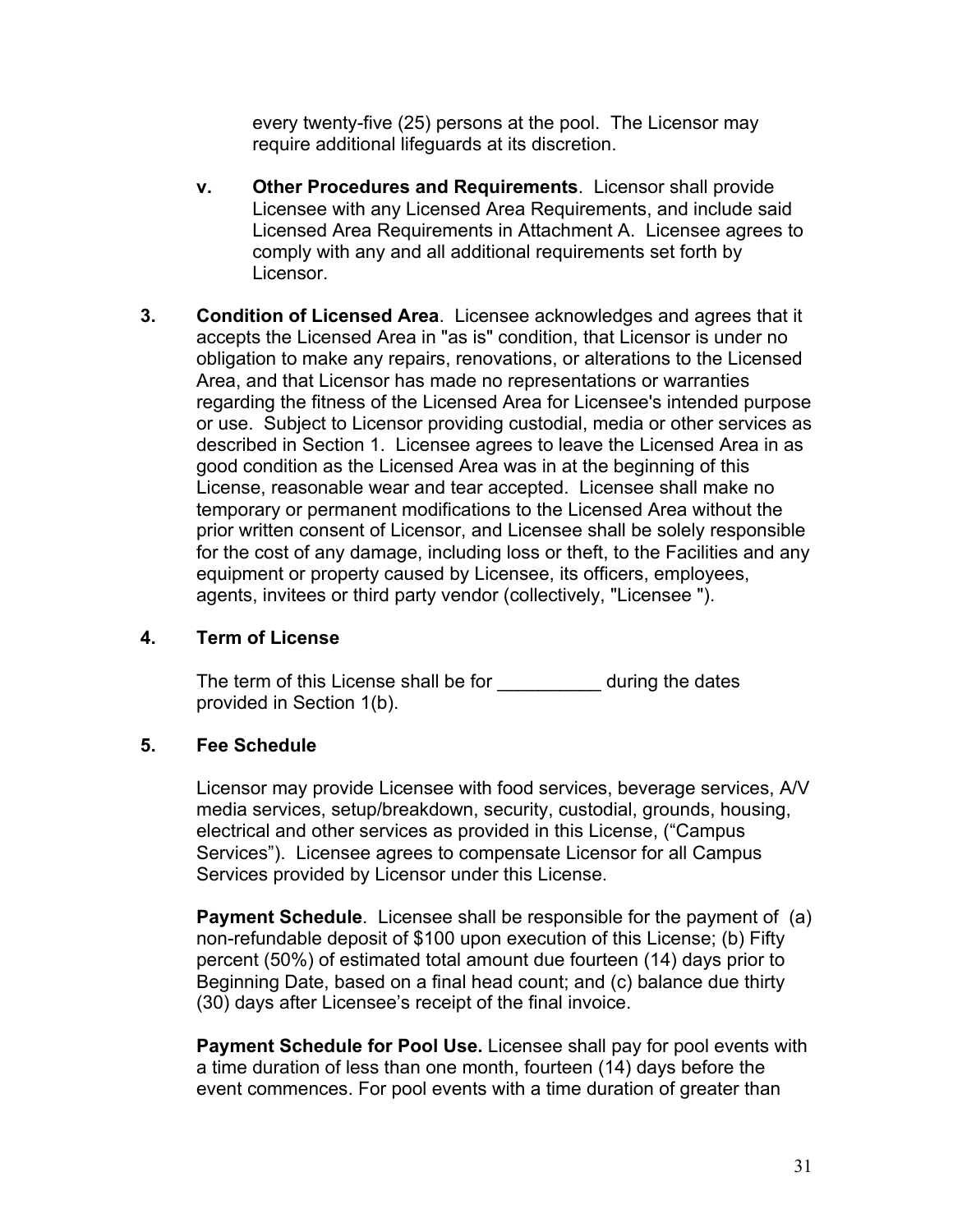every twenty-five (25) persons at the pool. The Licensor may require additional lifeguards at its discretion.

**v. Other Procedures and Requirements**. Licensor shall provide Licensee with any Licensed Area Requirements, and include said Licensed Area Requirements in Attachment A. Licensee agrees to comply with any and all additional requirements set forth by Licensor.

**3. Condition of Licensed Area**. Licensee acknowledges and agrees that it accepts the Licensed Area in "as is" condition, that Licensor is under no obligation to make any repairs, renovations, or alterations to the Licensed Area, and that Licensor has made no representations or warranties regarding the fitness of the Licensed Area for Licensee's intended purpose or use. Subject to Licensor providing custodial, media or other services as described in Section 1. Licensee agrees to leave the Licensed Area in as good condition as the Licensed Area was in at the beginning of this License, reasonable wear and tear accepted. Licensee shall make no temporary or permanent modifications to the Licensed Area without the prior written consent of Licensor, and Licensee shall be solely responsible for the cost of any damage, including loss or theft, to the Facilities and any equipment or property caused by Licensee, its officers, employees, agents, invitees or third party vendor (collectively, "Licensee ").

**4. Term of License**

The term of this License shall be for __________ during the dates provided in Section 1(b).

**5. Fee Schedule**

Licensor may provide Licensee with food services, beverage services, A/V media services, setup/breakdown, security, custodial, grounds, housing, electrical and other services as provided in this License, ("Campus Services"). Licensee agrees to compensate Licensor for all Campus Services provided by Licensor under this License.

**Payment Schedule**. Licensee shall be responsible for the payment of (a) non-refundable deposit of $100 upon execution of this License; (b) Fifty percent (50%) of estimated total amount due fourteen (14) days prior to Beginning Date, based on a final head count; and (c) balance due thirty (30) days after Licensee's receipt of the final invoice.

**Payment Schedule for Pool Use.** Licensee shall pay for pool events with a time duration of less than one month, fourteen (14) days before the event commences. For pool events with a time duration of greater than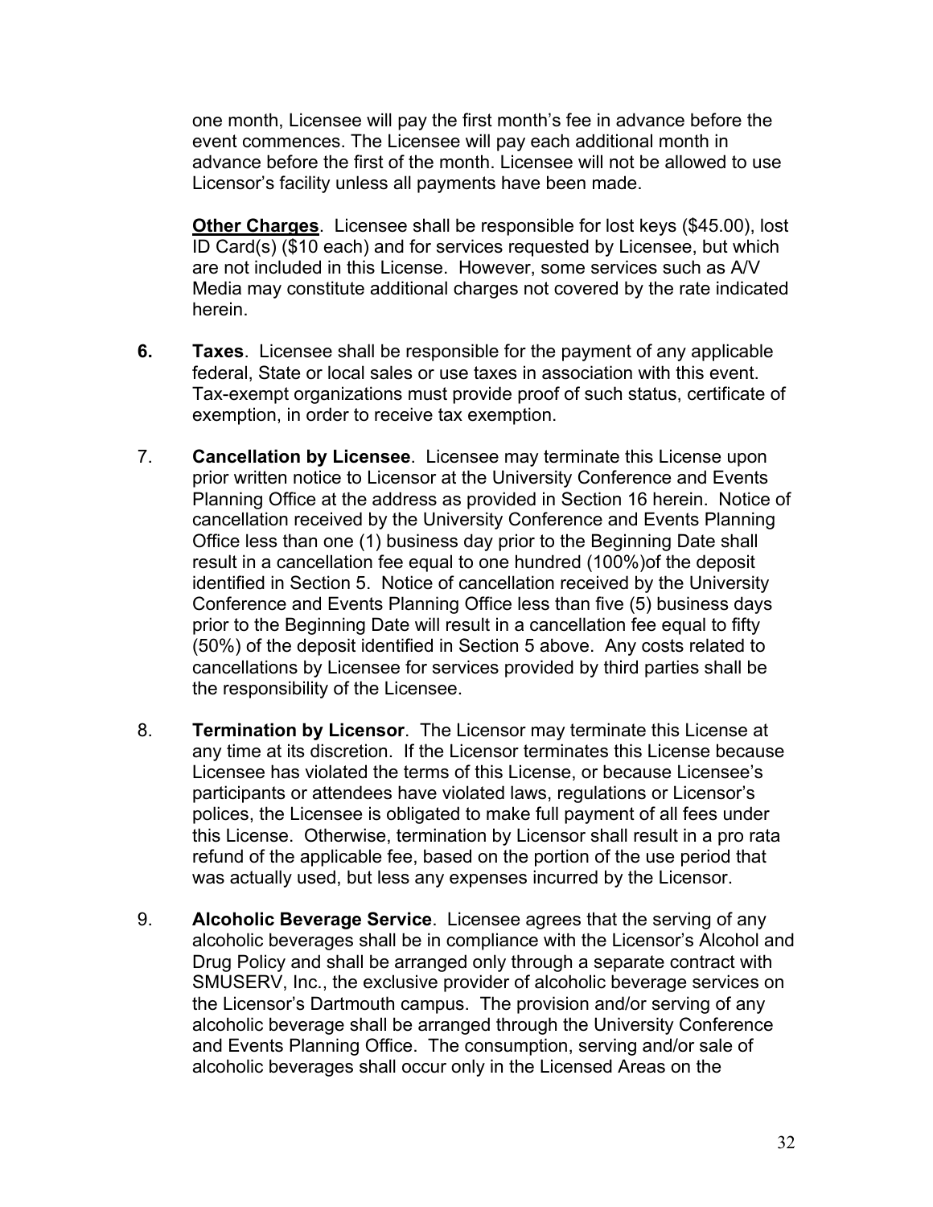one month, Licensee will pay the first month's fee in advance before the event commences. The Licensee will pay each additional month in advance before the first of the month. Licensee will not be allowed to use Licensor's facility unless all payments have been made.

**Other Charges**. Licensee shall be responsible for lost keys ($45.00), lost ID Card(s) ($10 each) and for services requested by Licensee, but which are not included in this License. However, some services such as A/V Media may constitute additional charges not covered by the rate indicated herein.

**6. Taxes**. Licensee shall be responsible for the payment of any applicable federal, State or local sales or use taxes in association with this event. Tax-exempt organizations must provide proof of such status, certificate of exemption, in order to receive tax exemption.

7. **Cancellation by Licensee**. Licensee may terminate this License upon prior written notice to Licensor at the University Conference and Events Planning Office at the address as provided in Section 16 herein. Notice of cancellation received by the University Conference and Events Planning Office less than one (1) business day prior to the Beginning Date shall result in a cancellation fee equal to one hundred (100%)of the deposit identified in Section 5. Notice of cancellation received by the University Conference and Events Planning Office less than five (5) business days prior to the Beginning Date will result in a cancellation fee equal to fifty (50%) of the deposit identified in Section 5 above. Any costs related to cancellations by Licensee for services provided by third parties shall be the responsibility of the Licensee.

8. **Termination by Licensor**. The Licensor may terminate this License at any time at its discretion. If the Licensor terminates this License because Licensee has violated the terms of this License, or because Licensee's participants or attendees have violated laws, regulations or Licensor's polices, the Licensee is obligated to make full payment of all fees under this License. Otherwise, termination by Licensor shall result in a pro rata refund of the applicable fee, based on the portion of the use period that was actually used, but less any expenses incurred by the Licensor.

9. **Alcoholic Beverage Service**. Licensee agrees that the serving of any alcoholic beverages shall be in compliance with the Licensor's Alcohol and Drug Policy and shall be arranged only through a separate contract with SMUSERV, Inc., the exclusive provider of alcoholic beverage services on the Licensor's Dartmouth campus. The provision and/or serving of any alcoholic beverage shall be arranged through the University Conference and Events Planning Office. The consumption, serving and/or sale of alcoholic beverages shall occur only in the Licensed Areas on the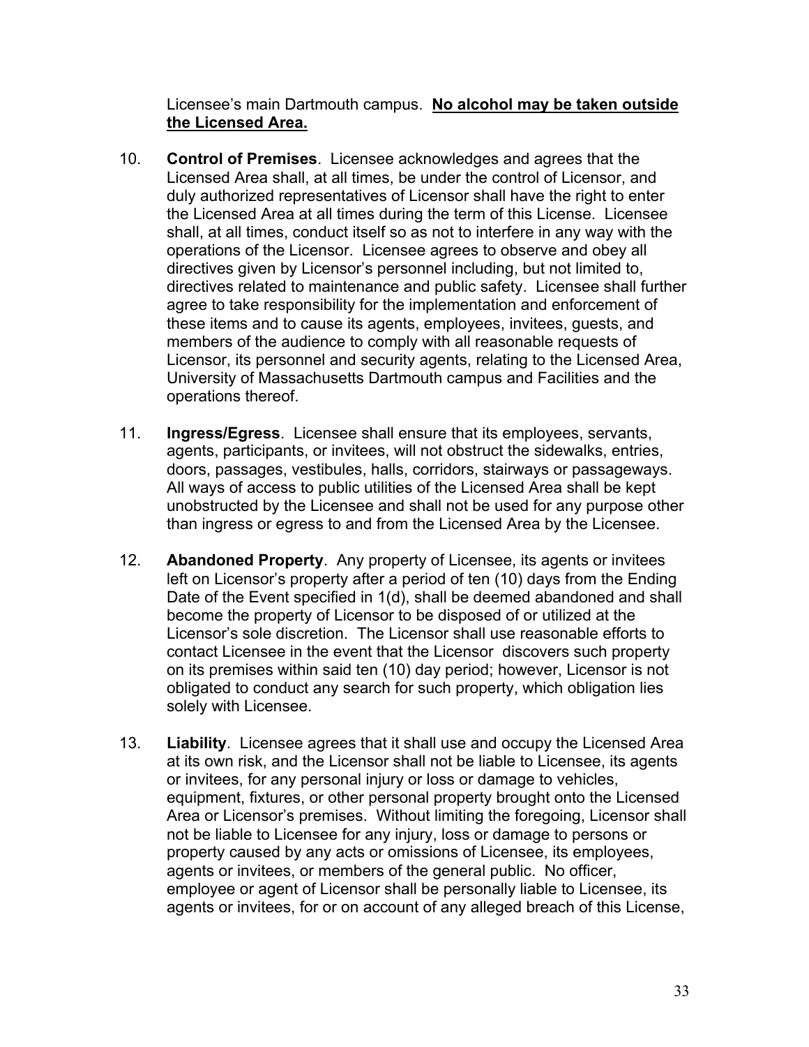Licensee's main Dartmouth campus. **<u>No alcohol may be taken outside the Licensed Area.</u>**

10. **Control of Premises**. Licensee acknowledges and agrees that the Licensed Area shall, at all times, be under the control of Licensor, and duly authorized representatives of Licensor shall have the right to enter the Licensed Area at all times during the term of this License. Licensee shall, at all times, conduct itself so as not to interfere in any way with the operations of the Licensor. Licensee agrees to observe and obey all directives given by Licensor's personnel including, but not limited to, directives related to maintenance and public safety. Licensee shall further agree to take responsibility for the implementation and enforcement of these items and to cause its agents, employees, invitees, guests, and members of the audience to comply with all reasonable requests of Licensor, its personnel and security agents, relating to the Licensed Area, University of Massachusetts Dartmouth campus and Facilities and the operations thereof.

11. **Ingress/Egress**. Licensee shall ensure that its employees, servants, agents, participants, or invitees, will not obstruct the sidewalks, entries, doors, passages, vestibules, halls, corridors, stairways or passageways. All ways of access to public utilities of the Licensed Area shall be kept unobstructed by the Licensee and shall not be used for any purpose other than ingress or egress to and from the Licensed Area by the Licensee.

12. **Abandoned Property**. Any property of Licensee, its agents or invitees left on Licensor's property after a period of ten (10) days from the Ending Date of the Event specified in 1(d), shall be deemed abandoned and shall become the property of Licensor to be disposed of or utilized at the Licensor's sole discretion. The Licensor shall use reasonable efforts to contact Licensee in the event that the Licensor discovers such property on its premises within said ten (10) day period; however, Licensor is not obligated to conduct any search for such property, which obligation lies solely with Licensee.

13. **Liability**. Licensee agrees that it shall use and occupy the Licensed Area at its own risk, and the Licensor shall not be liable to Licensee, its agents or invitees, for any personal injury or loss or damage to vehicles, equipment, fixtures, or other personal property brought onto the Licensed Area or Licensor's premises. Without limiting the foregoing, Licensor shall not be liable to Licensee for any injury, loss or damage to persons or property caused by any acts or omissions of Licensee, its employees, agents or invitees, or members of the general public. No officer, employee or agent of Licensor shall be personally liable to Licensee, its agents or invitees, for or on account of any alleged breach of this License,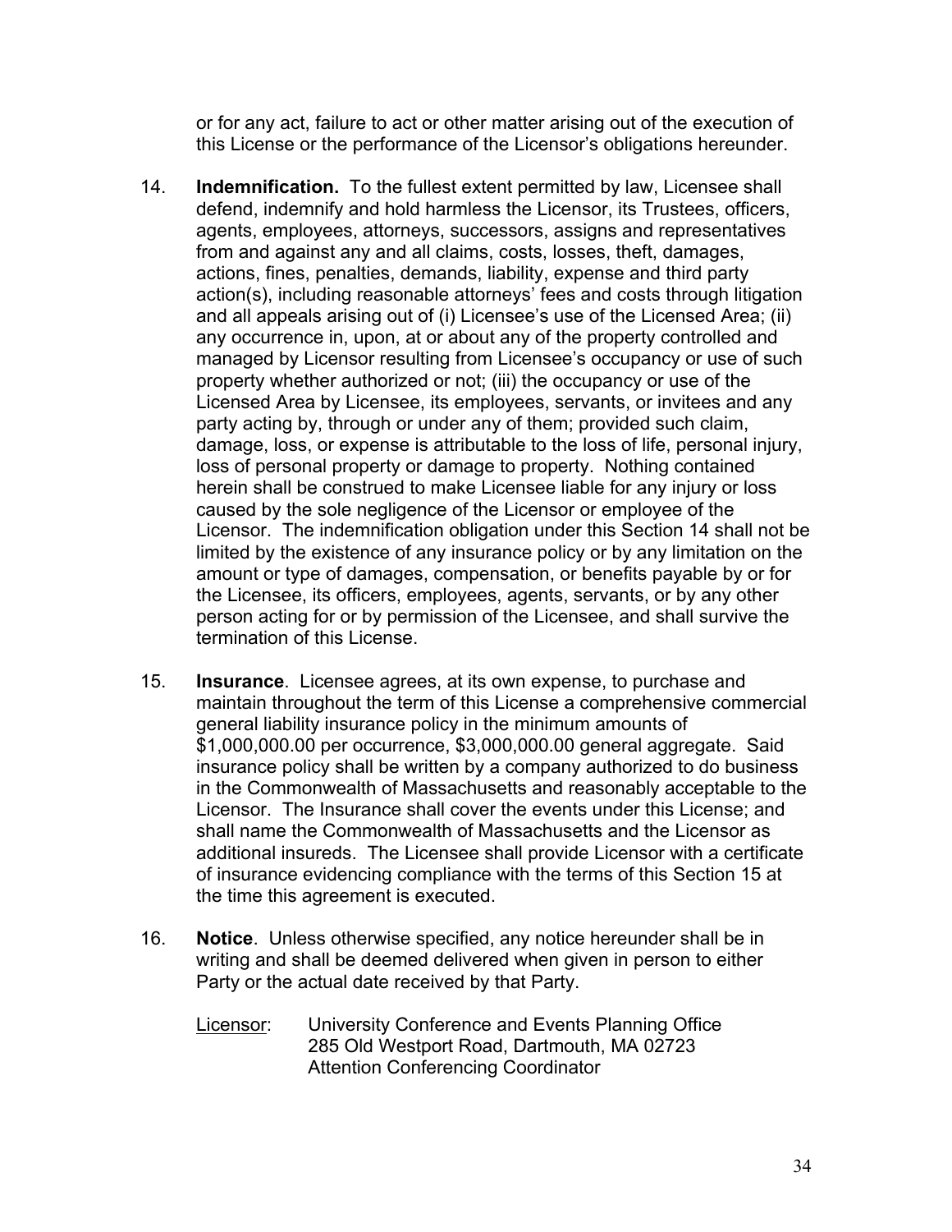or for any act, failure to act or other matter arising out of the execution of this License or the performance of the Licensor's obligations hereunder.

14. **Indemnification.** To the fullest extent permitted by law, Licensee shall defend, indemnify and hold harmless the Licensor, its Trustees, officers, agents, employees, attorneys, successors, assigns and representatives from and against any and all claims, costs, losses, theft, damages, actions, fines, penalties, demands, liability, expense and third party action(s), including reasonable attorneys' fees and costs through litigation and all appeals arising out of (i) Licensee's use of the Licensed Area; (ii) any occurrence in, upon, at or about any of the property controlled and managed by Licensor resulting from Licensee's occupancy or use of such property whether authorized or not; (iii) the occupancy or use of the Licensed Area by Licensee, its employees, servants, or invitees and any party acting by, through or under any of them; provided such claim, damage, loss, or expense is attributable to the loss of life, personal injury, loss of personal property or damage to property. Nothing contained herein shall be construed to make Licensee liable for any injury or loss caused by the sole negligence of the Licensor or employee of the Licensor. The indemnification obligation under this Section 14 shall not be limited by the existence of any insurance policy or by any limitation on the amount or type of damages, compensation, or benefits payable by or for the Licensee, its officers, employees, agents, servants, or by any other person acting for or by permission of the Licensee, and shall survive the termination of this License.

15. **Insurance**. Licensee agrees, at its own expense, to purchase and maintain throughout the term of this License a comprehensive commercial general liability insurance policy in the minimum amounts of $1,000,000.00 per occurrence, $3,000,000.00 general aggregate. Said insurance policy shall be written by a company authorized to do business in the Commonwealth of Massachusetts and reasonably acceptable to the Licensor. The Insurance shall cover the events under this License; and shall name the Commonwealth of Massachusetts and the Licensor as additional insureds. The Licensee shall provide Licensor with a certificate of insurance evidencing compliance with the terms of this Section 15 at the time this agreement is executed.

16. **Notice**. Unless otherwise specified, any notice hereunder shall be in writing and shall be deemed delivered when given in person to either Party or the actual date received by that Party.

    Licensor: University Conference and Events Planning Office
    285 Old Westport Road, Dartmouth, MA 02723
    Attention Conferencing Coordinator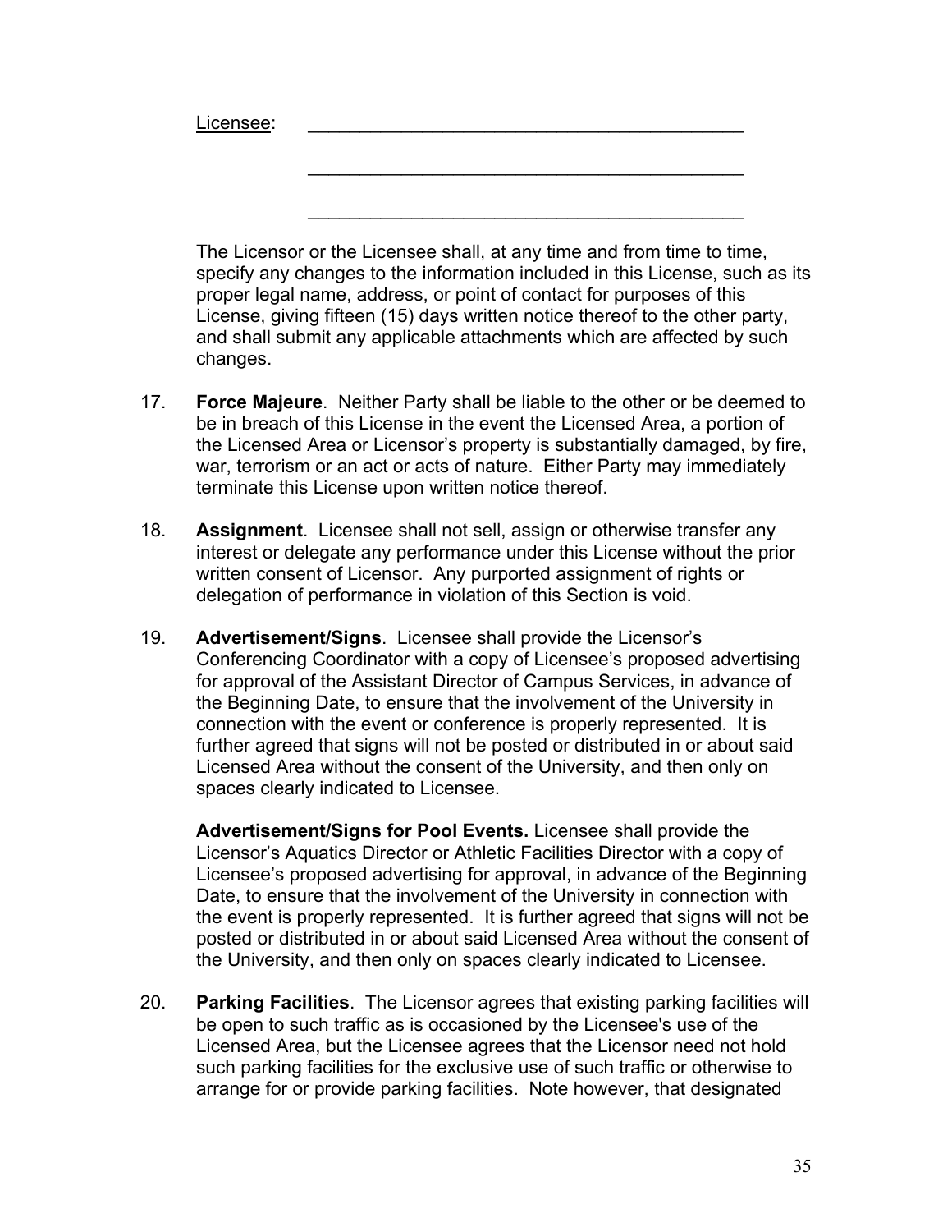Licensee: \_\_\_\_\_\_\_\_\_\_\_\_\_\_\_\_\_\_\_\_\_\_\_\_\_\_\_\_\_\_\_\_\_\_\_\_\_\_\_\_\_\_\_\_

\_\_\_\_\_\_\_\_\_\_\_\_\_\_\_\_\_\_\_\_\_\_\_\_\_\_\_\_\_\_\_\_\_\_\_\_\_\_\_\_\_\_\_\_

\_\_\_\_\_\_\_\_\_\_\_\_\_\_\_\_\_\_\_\_\_\_\_\_\_\_\_\_\_\_\_\_\_\_\_\_\_\_\_\_\_\_\_\_

The Licensor or the Licensee shall, at any time and from time to time, specify any changes to the information included in this License, such as its proper legal name, address, or point of contact for purposes of this License, giving fifteen (15) days written notice thereof to the other party, and shall submit any applicable attachments which are affected by such changes.

17. **Force Majeure**. Neither Party shall be liable to the other or be deemed to be in breach of this License in the event the Licensed Area, a portion of the Licensed Area or Licensor's property is substantially damaged, by fire, war, terrorism or an act or acts of nature. Either Party may immediately terminate this License upon written notice thereof.

18. **Assignment**. Licensee shall not sell, assign or otherwise transfer any interest or delegate any performance under this License without the prior written consent of Licensor. Any purported assignment of rights or delegation of performance in violation of this Section is void.

19. **Advertisement/Signs**. Licensee shall provide the Licensor's Conferencing Coordinator with a copy of Licensee's proposed advertising for approval of the Assistant Director of Campus Services, in advance of the Beginning Date, to ensure that the involvement of the University in connection with the event or conference is properly represented. It is further agreed that signs will not be posted or distributed in or about said Licensed Area without the consent of the University, and then only on spaces clearly indicated to Licensee.

    **Advertisement/Signs for Pool Events.** Licensee shall provide the Licensor's Aquatics Director or Athletic Facilities Director with a copy of Licensee's proposed advertising for approval, in advance of the Beginning Date, to ensure that the involvement of the University in connection with the event is properly represented. It is further agreed that signs will not be posted or distributed in or about said Licensed Area without the consent of the University, and then only on spaces clearly indicated to Licensee.

20. **Parking Facilities**. The Licensor agrees that existing parking facilities will be open to such traffic as is occasioned by the Licensee's use of the Licensed Area, but the Licensee agrees that the Licensor need not hold such parking facilities for the exclusive use of such traffic or otherwise to arrange for or provide parking facilities. Note however, that designated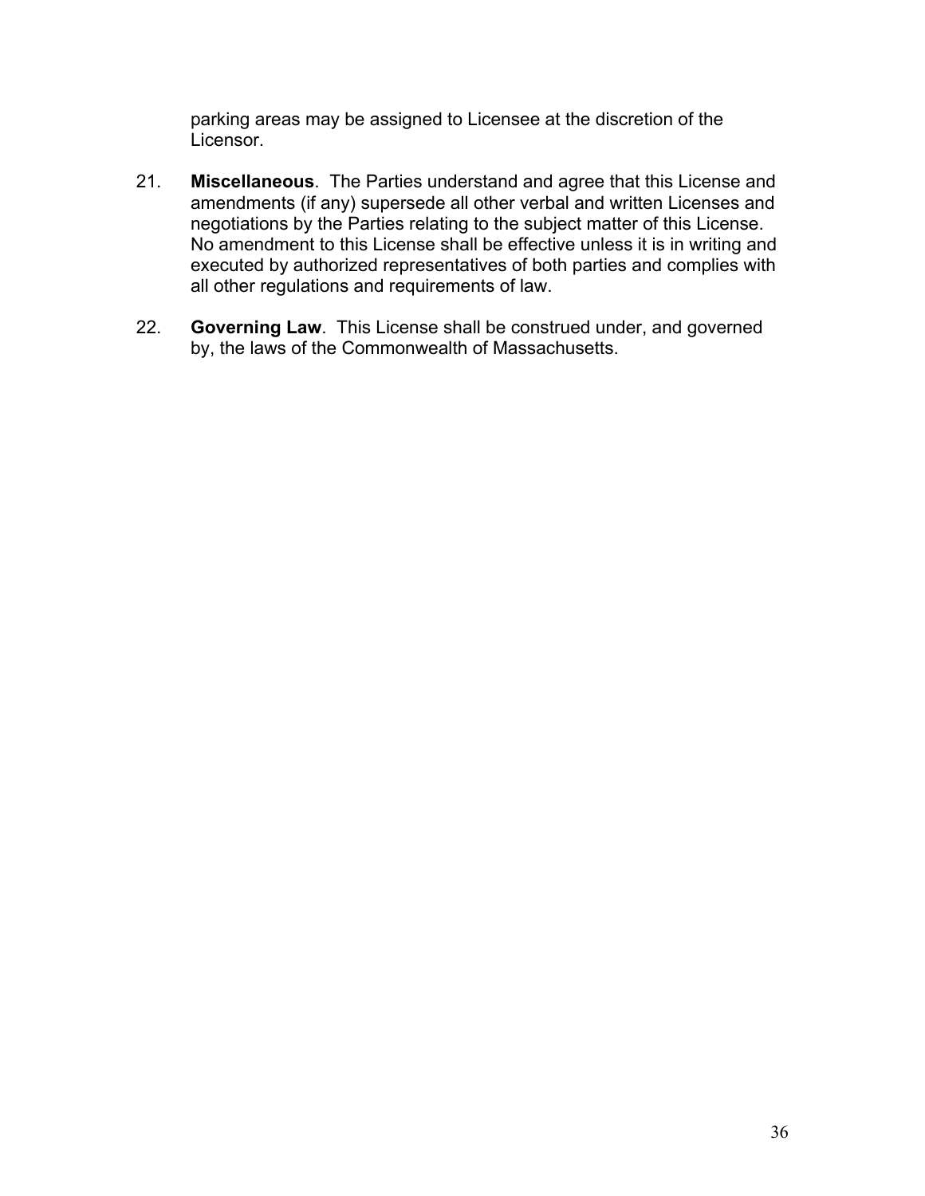parking areas may be assigned to Licensee at the discretion of the Licensor.

21. **Miscellaneous**. The Parties understand and agree that this License and amendments (if any) supersede all other verbal and written Licenses and negotiations by the Parties relating to the subject matter of this License. No amendment to this License shall be effective unless it is in writing and executed by authorized representatives of both parties and complies with all other regulations and requirements of law.

22. **Governing Law**. This License shall be construed under, and governed by, the laws of the Commonwealth of Massachusetts.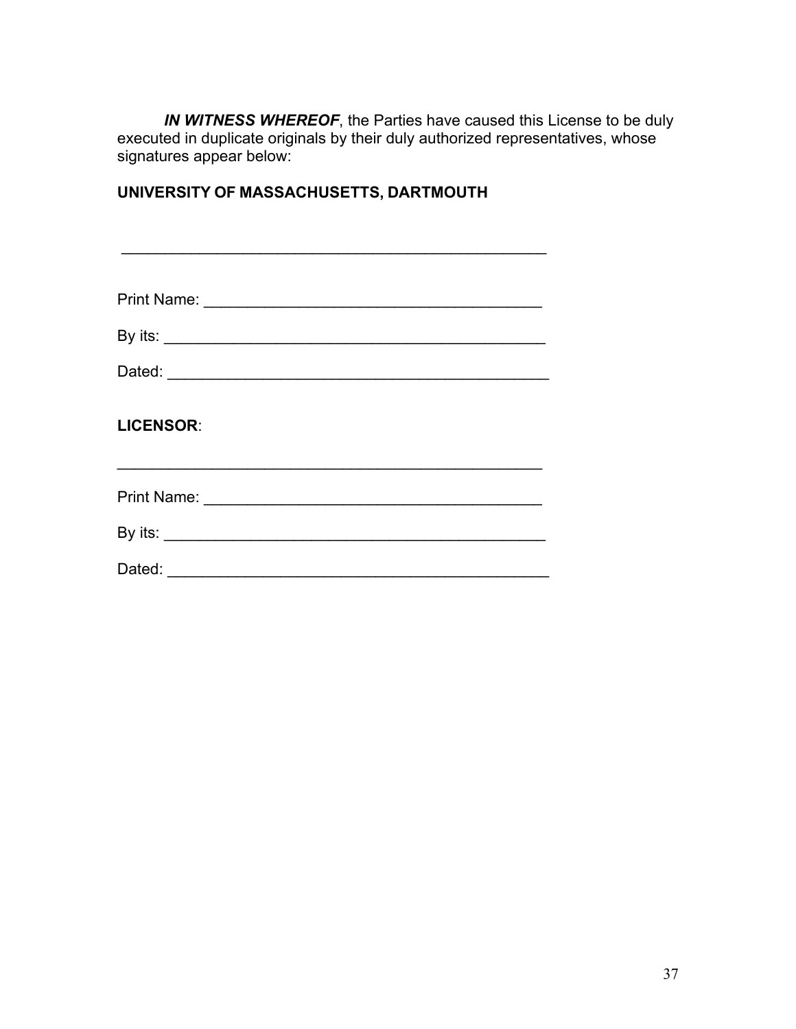***IN WITNESS WHEREOF***, the Parties have caused this License to be duly executed in duplicate originals by their duly authorized representatives, whose signatures appear below:

**UNIVERSITY OF MASSACHUSETTS, DARTMOUTH**

\_\_\_\_\_\_\_\_\_\_\_\_\_\_\_\_\_\_\_\_\_\_\_\_\_\_\_\_\_\_\_\_\_\_\_\_\_\_\_\_\_\_\_\_\_\_\_\_

Print Name: \_\_\_\_\_\_\_\_\_\_\_\_\_\_\_\_\_\_\_\_\_\_\_\_\_\_\_\_\_\_\_\_\_\_\_\_\_\_\_

By its: \_\_\_\_\_\_\_\_\_\_\_\_\_\_\_\_\_\_\_\_\_\_\_\_\_\_\_\_\_\_\_\_\_\_\_\_\_\_\_\_\_\_\_\_

Dated: \_\_\_\_\_\_\_\_\_\_\_\_\_\_\_\_\_\_\_\_\_\_\_\_\_\_\_\_\_\_\_\_\_\_\_\_\_\_\_\_\_\_\_\_

**LICENSOR**:

\_\_\_\_\_\_\_\_\_\_\_\_\_\_\_\_\_\_\_\_\_\_\_\_\_\_\_\_\_\_\_\_\_\_\_\_\_\_\_\_\_\_\_\_\_\_\_\_

Print Name: \_\_\_\_\_\_\_\_\_\_\_\_\_\_\_\_\_\_\_\_\_\_\_\_\_\_\_\_\_\_\_\_\_\_\_\_\_\_\_

By its: \_\_\_\_\_\_\_\_\_\_\_\_\_\_\_\_\_\_\_\_\_\_\_\_\_\_\_\_\_\_\_\_\_\_\_\_\_\_\_\_\_\_\_\_

Dated: \_\_\_\_\_\_\_\_\_\_\_\_\_\_\_\_\_\_\_\_\_\_\_\_\_\_\_\_\_\_\_\_\_\_\_\_\_\_\_\_\_\_\_\_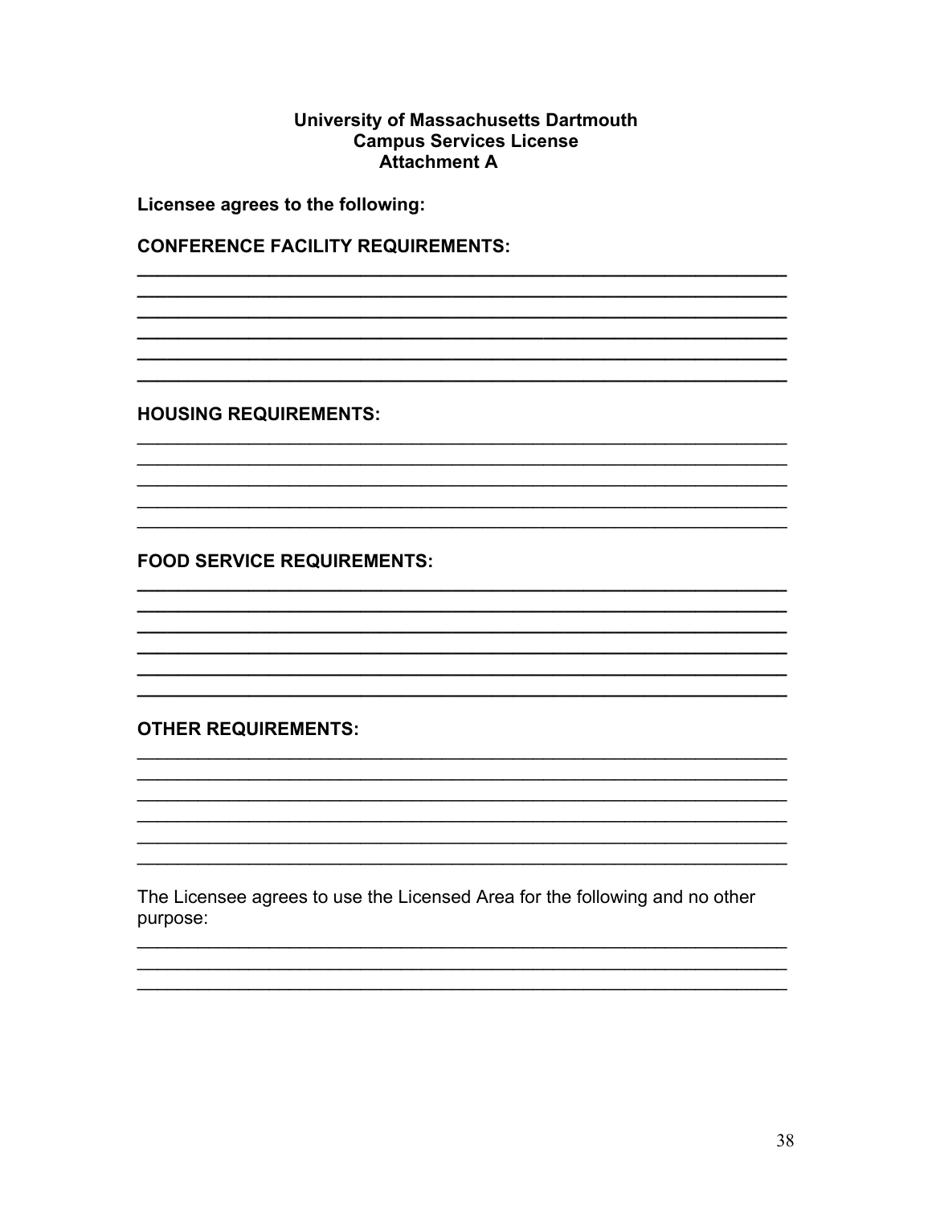**University of Massachusetts Dartmouth**
**Campus Services License**
**Attachment A**

**Licensee agrees to the following:**

**CONFERENCE FACILITY REQUIREMENTS:**

\_\_\_\_\_\_\_\_\_\_\_\_\_\_\_\_\_\_\_\_\_\_\_\_\_\_\_\_\_\_\_\_\_\_\_\_\_\_\_\_\_\_\_\_\_\_\_\_\_\_\_\_\_\_\_\_\_\_\_\_\_\_
\_\_\_\_\_\_\_\_\_\_\_\_\_\_\_\_\_\_\_\_\_\_\_\_\_\_\_\_\_\_\_\_\_\_\_\_\_\_\_\_\_\_\_\_\_\_\_\_\_\_\_\_\_\_\_\_\_\_\_\_\_\_
\_\_\_\_\_\_\_\_\_\_\_\_\_\_\_\_\_\_\_\_\_\_\_\_\_\_\_\_\_\_\_\_\_\_\_\_\_\_\_\_\_\_\_\_\_\_\_\_\_\_\_\_\_\_\_\_\_\_\_\_\_\_
\_\_\_\_\_\_\_\_\_\_\_\_\_\_\_\_\_\_\_\_\_\_\_\_\_\_\_\_\_\_\_\_\_\_\_\_\_\_\_\_\_\_\_\_\_\_\_\_\_\_\_\_\_\_\_\_\_\_\_\_\_\_
\_\_\_\_\_\_\_\_\_\_\_\_\_\_\_\_\_\_\_\_\_\_\_\_\_\_\_\_\_\_\_\_\_\_\_\_\_\_\_\_\_\_\_\_\_\_\_\_\_\_\_\_\_\_\_\_\_\_\_\_\_\_
\_\_\_\_\_\_\_\_\_\_\_\_\_\_\_\_\_\_\_\_\_\_\_\_\_\_\_\_\_\_\_\_\_\_\_\_\_\_\_\_\_\_\_\_\_\_\_\_\_\_\_\_\_\_\_\_\_\_\_\_\_\_

**HOUSING REQUIREMENTS:**

\_\_\_\_\_\_\_\_\_\_\_\_\_\_\_\_\_\_\_\_\_\_\_\_\_\_\_\_\_\_\_\_\_\_\_\_\_\_\_\_\_\_\_\_\_\_\_\_\_\_\_\_\_\_\_\_\_\_\_\_\_\_
\_\_\_\_\_\_\_\_\_\_\_\_\_\_\_\_\_\_\_\_\_\_\_\_\_\_\_\_\_\_\_\_\_\_\_\_\_\_\_\_\_\_\_\_\_\_\_\_\_\_\_\_\_\_\_\_\_\_\_\_\_\_
\_\_\_\_\_\_\_\_\_\_\_\_\_\_\_\_\_\_\_\_\_\_\_\_\_\_\_\_\_\_\_\_\_\_\_\_\_\_\_\_\_\_\_\_\_\_\_\_\_\_\_\_\_\_\_\_\_\_\_\_\_\_
\_\_\_\_\_\_\_\_\_\_\_\_\_\_\_\_\_\_\_\_\_\_\_\_\_\_\_\_\_\_\_\_\_\_\_\_\_\_\_\_\_\_\_\_\_\_\_\_\_\_\_\_\_\_\_\_\_\_\_\_\_\_
\_\_\_\_\_\_\_\_\_\_\_\_\_\_\_\_\_\_\_\_\_\_\_\_\_\_\_\_\_\_\_\_\_\_\_\_\_\_\_\_\_\_\_\_\_\_\_\_\_\_\_\_\_\_\_\_\_\_\_\_\_\_

**FOOD SERVICE REQUIREMENTS:**

\_\_\_\_\_\_\_\_\_\_\_\_\_\_\_\_\_\_\_\_\_\_\_\_\_\_\_\_\_\_\_\_\_\_\_\_\_\_\_\_\_\_\_\_\_\_\_\_\_\_\_\_\_\_\_\_\_\_\_\_\_\_
\_\_\_\_\_\_\_\_\_\_\_\_\_\_\_\_\_\_\_\_\_\_\_\_\_\_\_\_\_\_\_\_\_\_\_\_\_\_\_\_\_\_\_\_\_\_\_\_\_\_\_\_\_\_\_\_\_\_\_\_\_\_
\_\_\_\_\_\_\_\_\_\_\_\_\_\_\_\_\_\_\_\_\_\_\_\_\_\_\_\_\_\_\_\_\_\_\_\_\_\_\_\_\_\_\_\_\_\_\_\_\_\_\_\_\_\_\_\_\_\_\_\_\_\_
\_\_\_\_\_\_\_\_\_\_\_\_\_\_\_\_\_\_\_\_\_\_\_\_\_\_\_\_\_\_\_\_\_\_\_\_\_\_\_\_\_\_\_\_\_\_\_\_\_\_\_\_\_\_\_\_\_\_\_\_\_\_
\_\_\_\_\_\_\_\_\_\_\_\_\_\_\_\_\_\_\_\_\_\_\_\_\_\_\_\_\_\_\_\_\_\_\_\_\_\_\_\_\_\_\_\_\_\_\_\_\_\_\_\_\_\_\_\_\_\_\_\_\_\_
\_\_\_\_\_\_\_\_\_\_\_\_\_\_\_\_\_\_\_\_\_\_\_\_\_\_\_\_\_\_\_\_\_\_\_\_\_\_\_\_\_\_\_\_\_\_\_\_\_\_\_\_\_\_\_\_\_\_\_\_\_\_

**OTHER REQUIREMENTS:**

\_\_\_\_\_\_\_\_\_\_\_\_\_\_\_\_\_\_\_\_\_\_\_\_\_\_\_\_\_\_\_\_\_\_\_\_\_\_\_\_\_\_\_\_\_\_\_\_\_\_\_\_\_\_\_\_\_\_\_\_\_\_
\_\_\_\_\_\_\_\_\_\_\_\_\_\_\_\_\_\_\_\_\_\_\_\_\_\_\_\_\_\_\_\_\_\_\_\_\_\_\_\_\_\_\_\_\_\_\_\_\_\_\_\_\_\_\_\_\_\_\_\_\_\_
\_\_\_\_\_\_\_\_\_\_\_\_\_\_\_\_\_\_\_\_\_\_\_\_\_\_\_\_\_\_\_\_\_\_\_\_\_\_\_\_\_\_\_\_\_\_\_\_\_\_\_\_\_\_\_\_\_\_\_\_\_\_
\_\_\_\_\_\_\_\_\_\_\_\_\_\_\_\_\_\_\_\_\_\_\_\_\_\_\_\_\_\_\_\_\_\_\_\_\_\_\_\_\_\_\_\_\_\_\_\_\_\_\_\_\_\_\_\_\_\_\_\_\_\_
\_\_\_\_\_\_\_\_\_\_\_\_\_\_\_\_\_\_\_\_\_\_\_\_\_\_\_\_\_\_\_\_\_\_\_\_\_\_\_\_\_\_\_\_\_\_\_\_\_\_\_\_\_\_\_\_\_\_\_\_\_\_
\_\_\_\_\_\_\_\_\_\_\_\_\_\_\_\_\_\_\_\_\_\_\_\_\_\_\_\_\_\_\_\_\_\_\_\_\_\_\_\_\_\_\_\_\_\_\_\_\_\_\_\_\_\_\_\_\_\_\_\_\_\_

The Licensee agrees to use the Licensed Area for the following and no other purpose:

\_\_\_\_\_\_\_\_\_\_\_\_\_\_\_\_\_\_\_\_\_\_\_\_\_\_\_\_\_\_\_\_\_\_\_\_\_\_\_\_\_\_\_\_\_\_\_\_\_\_\_\_\_\_\_\_\_\_\_\_\_\_
\_\_\_\_\_\_\_\_\_\_\_\_\_\_\_\_\_\_\_\_\_\_\_\_\_\_\_\_\_\_\_\_\_\_\_\_\_\_\_\_\_\_\_\_\_\_\_\_\_\_\_\_\_\_\_\_\_\_\_\_\_\_
\_\_\_\_\_\_\_\_\_\_\_\_\_\_\_\_\_\_\_\_\_\_\_\_\_\_\_\_\_\_\_\_\_\_\_\_\_\_\_\_\_\_\_\_\_\_\_\_\_\_\_\_\_\_\_\_\_\_\_\_\_\_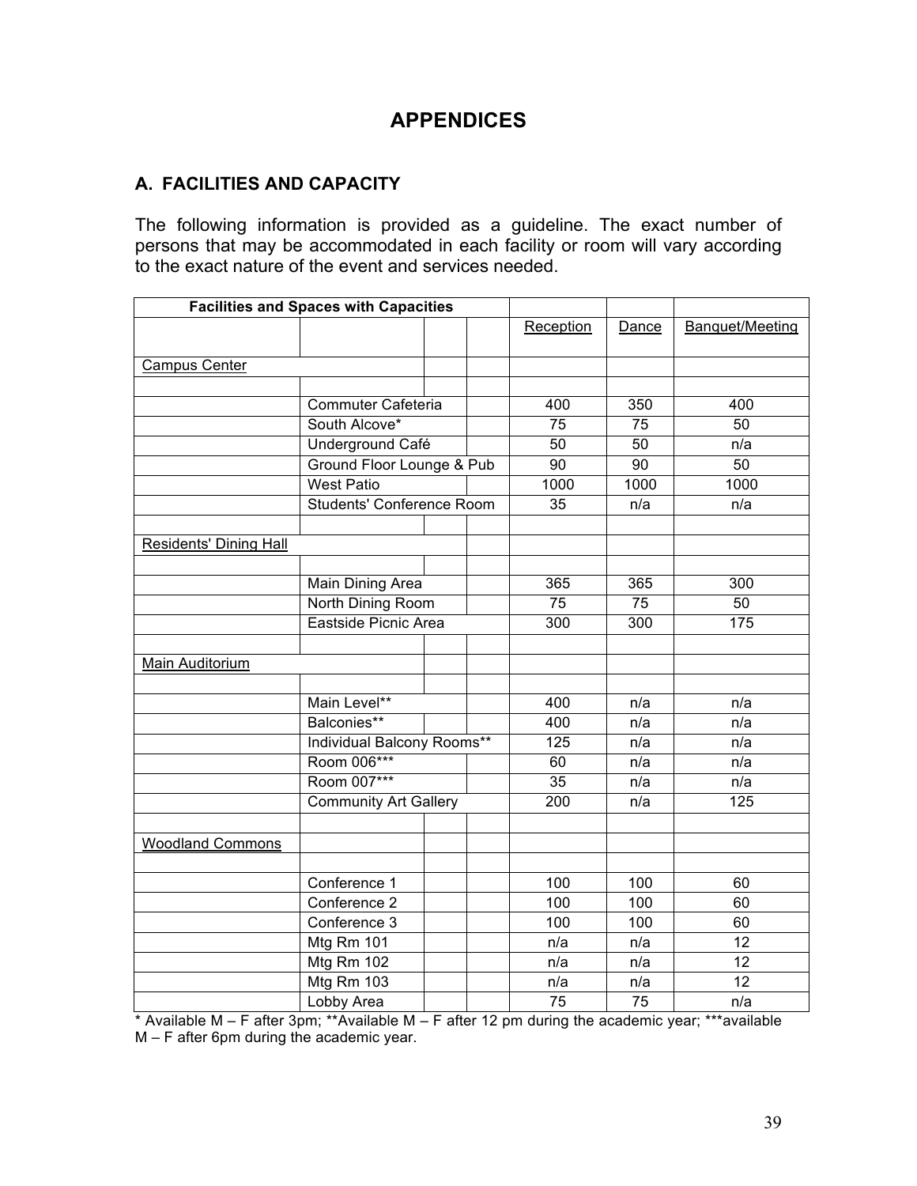# APPENDICES

## A. FACILITIES AND CAPACITY

The following information is provided as a guideline. The exact number of persons that may be accommodated in each facility or room will vary according to the exact nature of the event and services needed.

| Facilities and Spaces with Capacities | | Reception | Dance | Banquet/Meeting |
|---|---|---|---|---|
| | | Reception | Dance | Banquet/Meeting |
| Campus Center | | | | |
| | Commuter Cafeteria | 400 | 350 | 400 |
| | South Alcove* | 75 | 75 | 50 |
| | Underground Café | 50 | 50 | n/a |
| | Ground Floor Lounge & Pub | 90 | 90 | 50 |
| | West Patio | 1000 | 1000 | 1000 |
| | Students' Conference Room | 35 | n/a | n/a |
| Residents' Dining Hall | | | | |
| | Main Dining Area | 365 | 365 | 300 |
| | North Dining Room | 75 | 75 | 50 |
| | Eastside Picnic Area | 300 | 300 | 175 |
| Main Auditorium | | | | |
| | Main Level** | 400 | n/a | n/a |
| | Balconies** | 400 | n/a | n/a |
| | Individual Balcony Rooms** | 125 | n/a | n/a |
| | Room 006*** | 60 | n/a | n/a |
| | Room 007*** | 35 | n/a | n/a |
| | Community Art Gallery | 200 | n/a | 125 |
| Woodland Commons | | | | |
| | Conference 1 | 100 | 100 | 60 |
| | Conference 2 | 100 | 100 | 60 |
| | Conference 3 | 100 | 100 | 60 |
| | Mtg Rm 101 | n/a | n/a | 12 |
| | Mtg Rm 102 | n/a | n/a | 12 |
| | Mtg Rm 103 | n/a | n/a | 12 |
| | Lobby Area | 75 | 75 | n/a |

* Available M – F after 3pm; **Available M – F after 12 pm during the academic year; ***available M – F after 6pm during the academic year.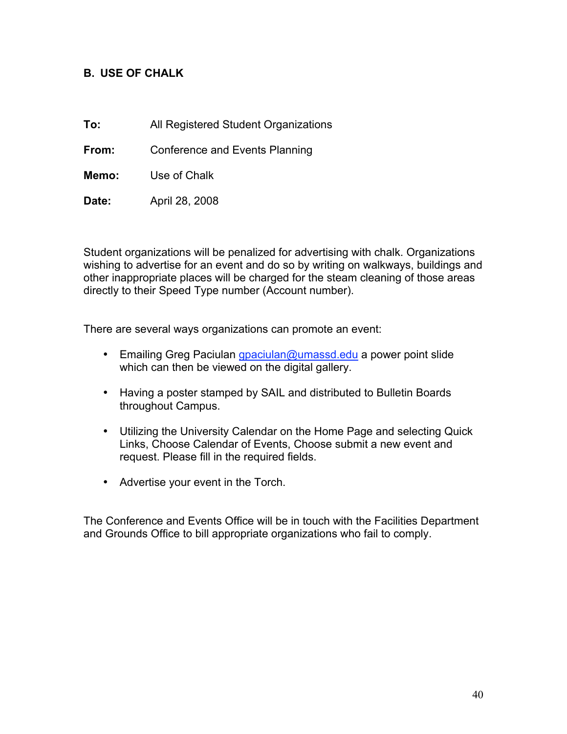## B. USE OF CHALK

**To:** All Registered Student Organizations

**From:** Conference and Events Planning

**Memo:** Use of Chalk

**Date:** April 28, 2008

Student organizations will be penalized for advertising with chalk. Organizations wishing to advertise for an event and do so by writing on walkways, buildings and other inappropriate places will be charged for the steam cleaning of those areas directly to their Speed Type number (Account number).

There are several ways organizations can promote an event:

- Emailing Greg Paciulan gpaciulan@umassd.edu a power point slide which can then be viewed on the digital gallery.
- Having a poster stamped by SAIL and distributed to Bulletin Boards throughout Campus.
- Utilizing the University Calendar on the Home Page and selecting Quick Links, Choose Calendar of Events, Choose submit a new event and request. Please fill in the required fields.
- Advertise your event in the Torch.

The Conference and Events Office will be in touch with the Facilities Department and Grounds Office to bill appropriate organizations who fail to comply.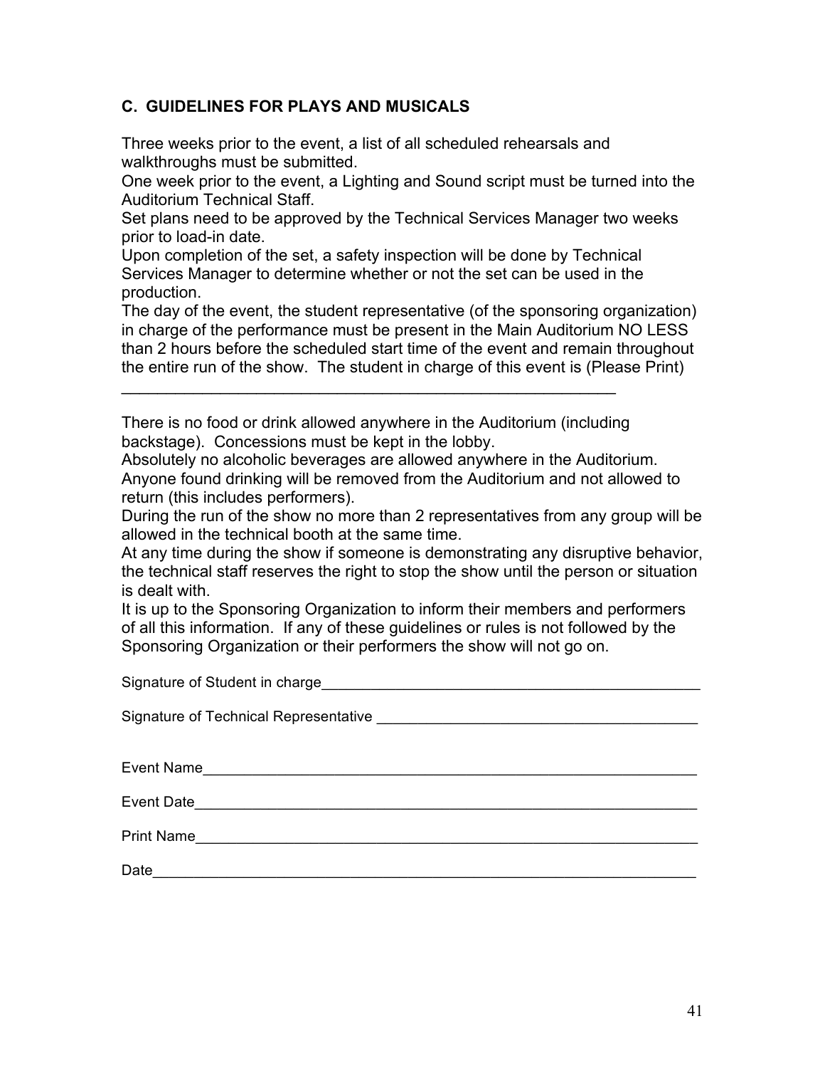### C. GUIDELINES FOR PLAYS AND MUSICALS

Three weeks prior to the event, a list of all scheduled rehearsals and walkthroughs must be submitted.

One week prior to the event, a Lighting and Sound script must be turned into the Auditorium Technical Staff.

Set plans need to be approved by the Technical Services Manager two weeks prior to load-in date.

Upon completion of the set, a safety inspection will be done by Technical Services Manager to determine whether or not the set can be used in the production.

The day of the event, the student representative (of the sponsoring organization) in charge of the performance must be present in the Main Auditorium NO LESS than 2 hours before the scheduled start time of the event and remain throughout the entire run of the show. The student in charge of this event is (Please Print)

____________________________________________________________

There is no food or drink allowed anywhere in the Auditorium (including backstage). Concessions must be kept in the lobby.

Absolutely no alcoholic beverages are allowed anywhere in the Auditorium. Anyone found drinking will be removed from the Auditorium and not allowed to return (this includes performers).

During the run of the show no more than 2 representatives from any group will be allowed in the technical booth at the same time.

At any time during the show if someone is demonstrating any disruptive behavior, the technical staff reserves the right to stop the show until the person or situation is dealt with.

It is up to the Sponsoring Organization to inform their members and performers of all this information. If any of these guidelines or rules is not followed by the Sponsoring Organization or their performers the show will not go on.

Signature of Student in charge_______________________________________________

Signature of Technical Representative ________________________________________

Event Name______________________________________________________________

Event Date_______________________________________________________________

Print Name_______________________________________________________________

Date____________________________________________________________________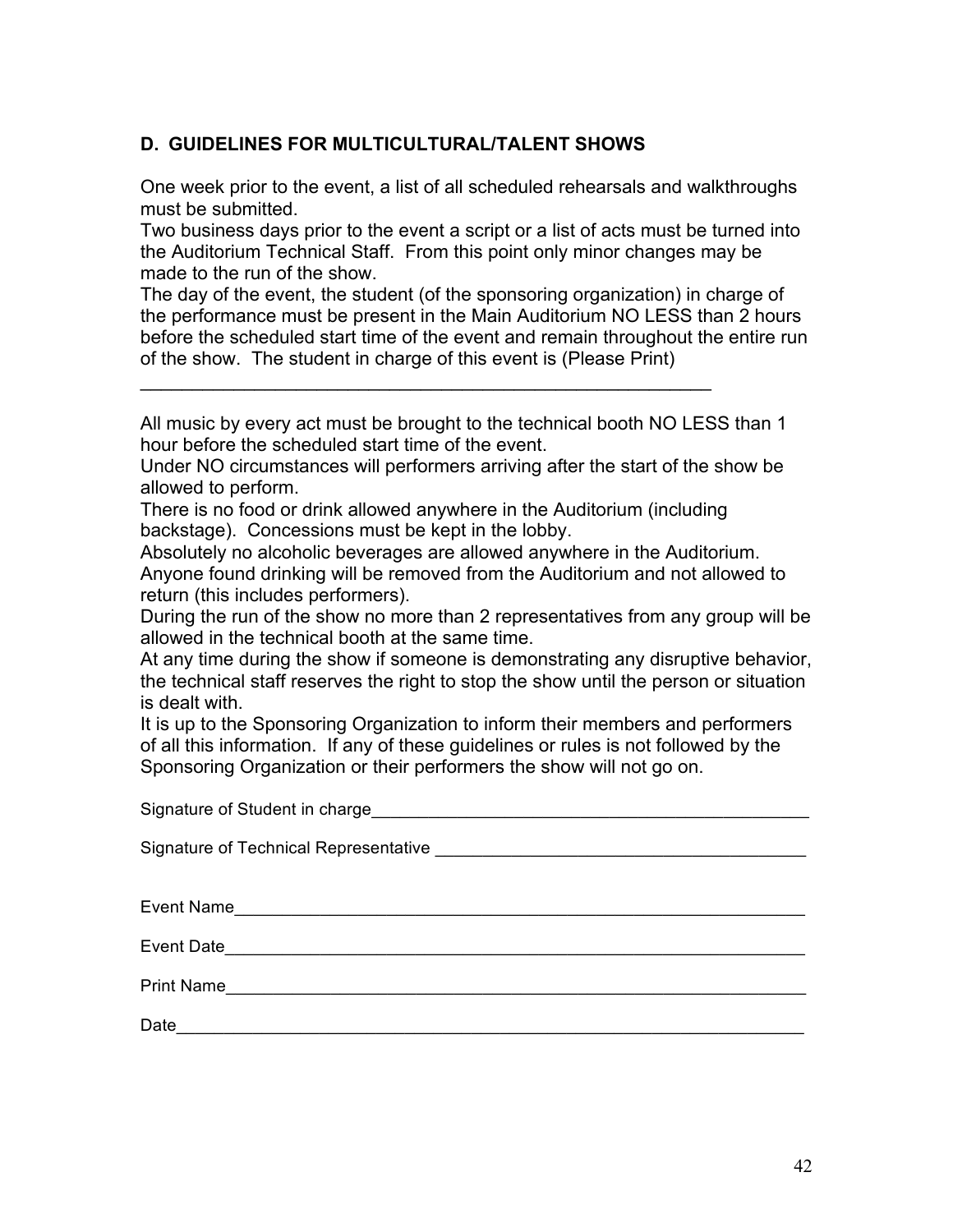## D. GUIDELINES FOR MULTICULTURAL/TALENT SHOWS

One week prior to the event, a list of all scheduled rehearsals and walkthroughs must be submitted.

Two business days prior to the event a script or a list of acts must be turned into the Auditorium Technical Staff. From this point only minor changes may be made to the run of the show.

The day of the event, the student (of the sponsoring organization) in charge of the performance must be present in the Main Auditorium NO LESS than 2 hours before the scheduled start time of the event and remain throughout the entire run of the show. The student in charge of this event is (Please Print)

_______________________________________________________________

All music by every act must be brought to the technical booth NO LESS than 1 hour before the scheduled start time of the event.

Under NO circumstances will performers arriving after the start of the show be allowed to perform.

There is no food or drink allowed anywhere in the Auditorium (including backstage). Concessions must be kept in the lobby.

Absolutely no alcoholic beverages are allowed anywhere in the Auditorium. Anyone found drinking will be removed from the Auditorium and not allowed to return (this includes performers).

During the run of the show no more than 2 representatives from any group will be allowed in the technical booth at the same time.

At any time during the show if someone is demonstrating any disruptive behavior, the technical staff reserves the right to stop the show until the person or situation is dealt with.

It is up to the Sponsoring Organization to inform their members and performers of all this information. If any of these guidelines or rules is not followed by the Sponsoring Organization or their performers the show will not go on.

Signature of Student in charge_______________________________________________

Signature of Technical Representative ________________________________________

Event Name_______________________________________________________________

Event Date________________________________________________________________

Print Name________________________________________________________________

Date_____________________________________________________________________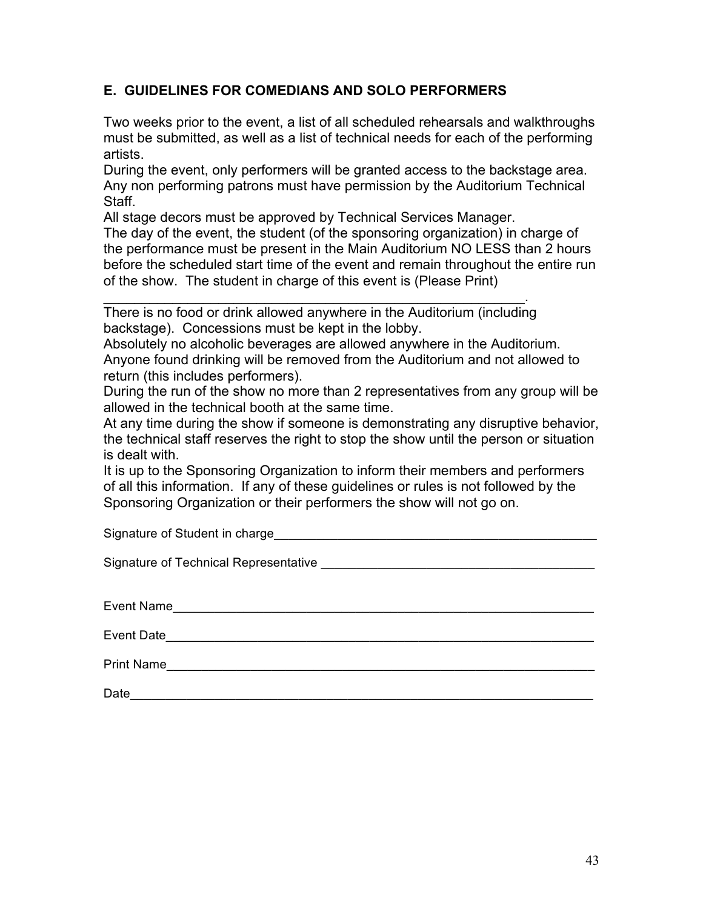## E. GUIDELINES FOR COMEDIANS AND SOLO PERFORMERS

Two weeks prior to the event, a list of all scheduled rehearsals and walkthroughs must be submitted, as well as a list of technical needs for each of the performing artists.

During the event, only performers will be granted access to the backstage area. Any non performing patrons must have permission by the Auditorium Technical Staff.

All stage decors must be approved by Technical Services Manager.

The day of the event, the student (of the sponsoring organization) in charge of the performance must be present in the Main Auditorium NO LESS than 2 hours before the scheduled start time of the event and remain throughout the entire run of the show. The student in charge of this event is (Please Print) ____________________________________________________________.

There is no food or drink allowed anywhere in the Auditorium (including backstage). Concessions must be kept in the lobby.

Absolutely no alcoholic beverages are allowed anywhere in the Auditorium. Anyone found drinking will be removed from the Auditorium and not allowed to return (this includes performers).

During the run of the show no more than 2 representatives from any group will be allowed in the technical booth at the same time.

At any time during the show if someone is demonstrating any disruptive behavior, the technical staff reserves the right to stop the show until the person or situation is dealt with.

It is up to the Sponsoring Organization to inform their members and performers of all this information. If any of these guidelines or rules is not followed by the Sponsoring Organization or their performers the show will not go on.

Signature of Student in charge_______________________________________________

Signature of Technical Representative _________________________________________

Event Name______________________________________________________________

Event Date_______________________________________________________________

Print Name_______________________________________________________________

Date____________________________________________________________________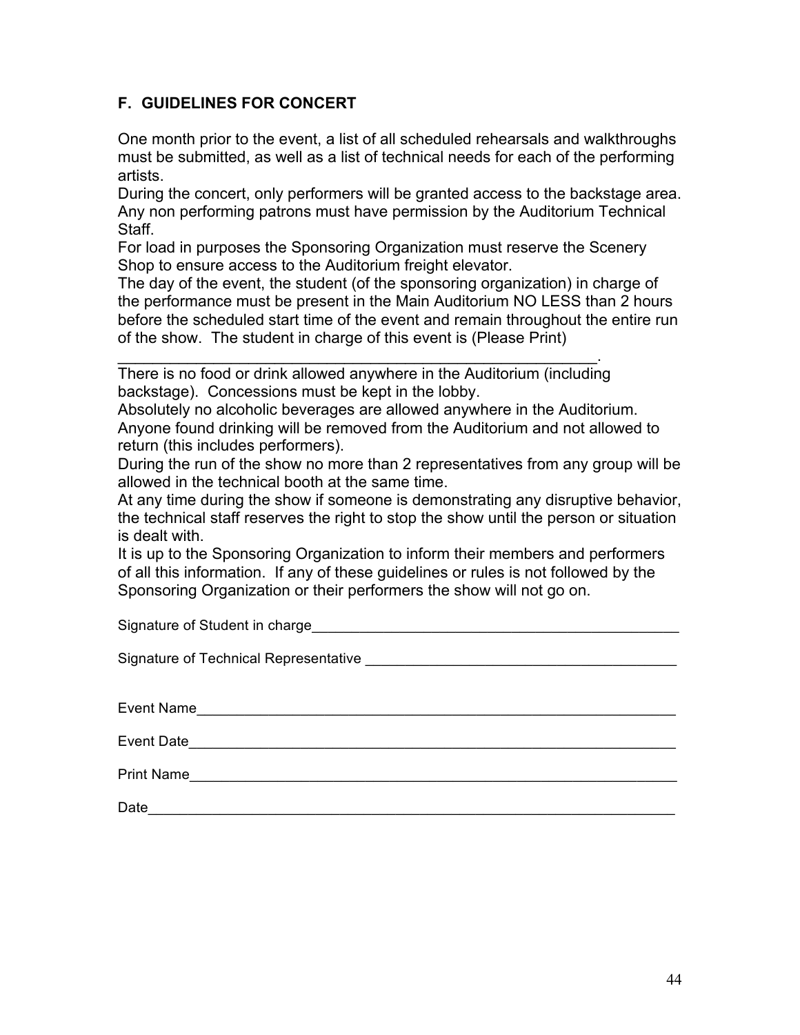### F. GUIDELINES FOR CONCERT

One month prior to the event, a list of all scheduled rehearsals and walkthroughs must be submitted, as well as a list of technical needs for each of the performing artists.

During the concert, only performers will be granted access to the backstage area. Any non performing patrons must have permission by the Auditorium Technical Staff.

For load in purposes the Sponsoring Organization must reserve the Scenery Shop to ensure access to the Auditorium freight elevator.

The day of the event, the student (of the sponsoring organization) in charge of the performance must be present in the Main Auditorium NO LESS than 2 hours before the scheduled start time of the event and remain throughout the entire run of the show. The student in charge of this event is (Please Print) \_\_\_\_\_\_\_\_\_\_\_\_\_\_\_\_\_\_\_\_\_\_\_\_\_\_\_\_\_\_\_\_\_\_\_\_\_\_\_\_\_\_\_\_\_\_\_\_\_\_\_\_\_\_\_\_.

There is no food or drink allowed anywhere in the Auditorium (including backstage). Concessions must be kept in the lobby.

Absolutely no alcoholic beverages are allowed anywhere in the Auditorium. Anyone found drinking will be removed from the Auditorium and not allowed to return (this includes performers).

During the run of the show no more than 2 representatives from any group will be allowed in the technical booth at the same time.

At any time during the show if someone is demonstrating any disruptive behavior, the technical staff reserves the right to stop the show until the person or situation is dealt with.

It is up to the Sponsoring Organization to inform their members and performers of all this information. If any of these guidelines or rules is not followed by the Sponsoring Organization or their performers the show will not go on.

Signature of Student in charge\_\_\_\_\_\_\_\_\_\_\_\_\_\_\_\_\_\_\_\_\_\_\_\_\_\_\_\_\_\_\_\_\_\_\_\_\_\_\_\_\_\_\_\_\_\_\_\_

Signature of Technical Representative \_\_\_\_\_\_\_\_\_\_\_\_\_\_\_\_\_\_\_\_\_\_\_\_\_\_\_\_\_\_\_\_\_\_\_\_\_\_\_\_

Event Name\_\_\_\_\_\_\_\_\_\_\_\_\_\_\_\_\_\_\_\_\_\_\_\_\_\_\_\_\_\_\_\_\_\_\_\_\_\_\_\_\_\_\_\_\_\_\_\_\_\_\_\_\_\_\_\_\_\_\_\_\_\_

Event Date\_\_\_\_\_\_\_\_\_\_\_\_\_\_\_\_\_\_\_\_\_\_\_\_\_\_\_\_\_\_\_\_\_\_\_\_\_\_\_\_\_\_\_\_\_\_\_\_\_\_\_\_\_\_\_\_\_\_\_\_\_\_\_

Print Name\_\_\_\_\_\_\_\_\_\_\_\_\_\_\_\_\_\_\_\_\_\_\_\_\_\_\_\_\_\_\_\_\_\_\_\_\_\_\_\_\_\_\_\_\_\_\_\_\_\_\_\_\_\_\_\_\_\_\_\_\_\_\_

Date\_\_\_\_\_\_\_\_\_\_\_\_\_\_\_\_\_\_\_\_\_\_\_\_\_\_\_\_\_\_\_\_\_\_\_\_\_\_\_\_\_\_\_\_\_\_\_\_\_\_\_\_\_\_\_\_\_\_\_\_\_\_\_\_\_\_\_\_